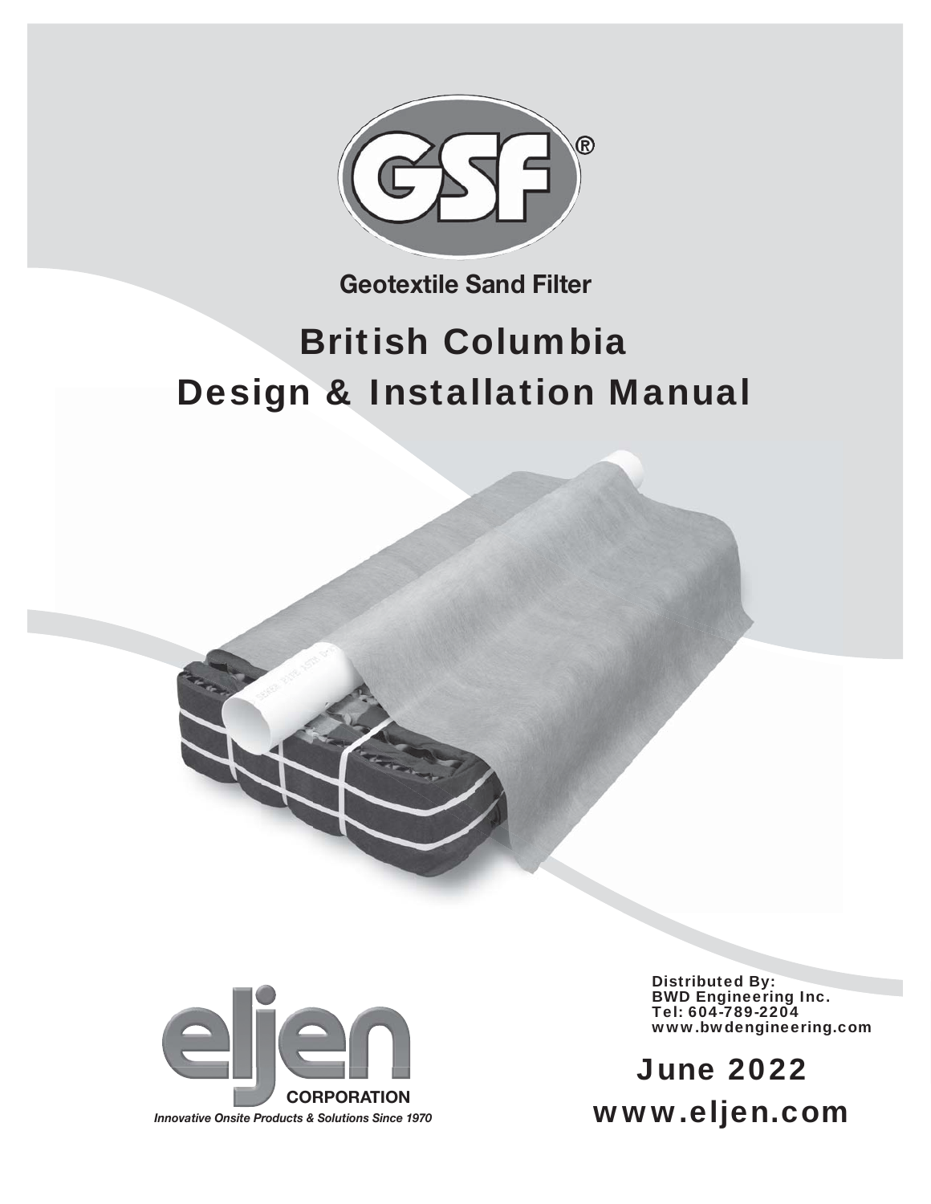GSF®

Geotextile Sand Filter

# British Columbia Design & Installation Manual

Distributed By:
BWD Engineering Inc.
Tel: 604-789-2204
www.bwdengineering.com

eljen CORPORATION

*Innovative Onsite Products & Solutions Since 1970*

June 2022

www.eljen.com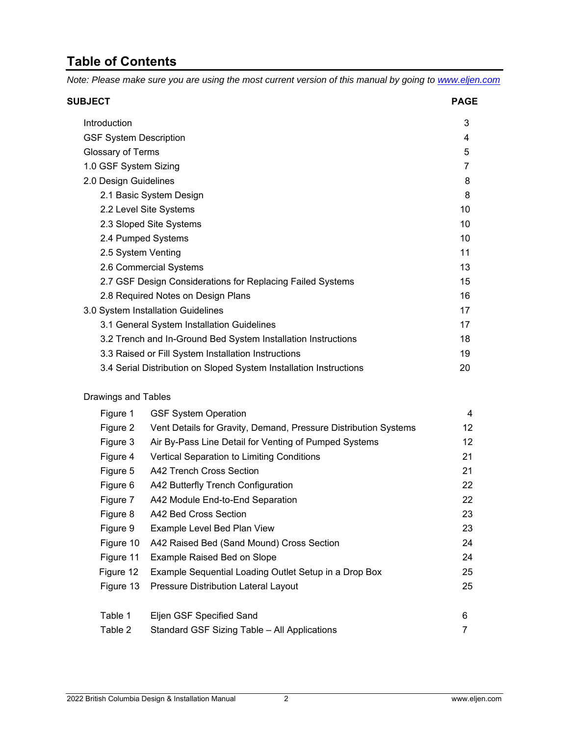# Table of Contents

*Note: Please make sure you are using the most current version of this manual by going to [www.eljen.com](www.eljen.com)*

| SUBJECT | PAGE |
|---|---|
| Introduction | 3 |
| GSF System Description | 4 |
| Glossary of Terms | 5 |
| 1.0 GSF System Sizing | 7 |
| 2.0 Design Guidelines | 8 |
| 2.1 Basic System Design | 8 |
| 2.2 Level Site Systems | 10 |
| 2.3 Sloped Site Systems | 10 |
| 2.4 Pumped Systems | 10 |
| 2.5 System Venting | 11 |
| 2.6 Commercial Systems | 13 |
| 2.7 GSF Design Considerations for Replacing Failed Systems | 15 |
| 2.8 Required Notes on Design Plans | 16 |
| 3.0 System Installation Guidelines | 17 |
| 3.1 General System Installation Guidelines | 17 |
| 3.2 Trench and In-Ground Bed System Installation Instructions | 18 |
| 3.3 Raised or Fill System Installation Instructions | 19 |
| 3.4 Serial Distribution on Sloped System Installation Instructions | 20 |

Drawings and Tables

| | | |
|---|---|---|
| Figure 1 | GSF System Operation | 4 |
| Figure 2 | Vent Details for Gravity, Demand, Pressure Distribution Systems | 12 |
| Figure 3 | Air By-Pass Line Detail for Venting of Pumped Systems | 12 |
| Figure 4 | Vertical Separation to Limiting Conditions | 21 |
| Figure 5 | A42 Trench Cross Section | 21 |
| Figure 6 | A42 Butterfly Trench Configuration | 22 |
| Figure 7 | A42 Module End-to-End Separation | 22 |
| Figure 8 | A42 Bed Cross Section | 23 |
| Figure 9 | Example Level Bed Plan View | 23 |
| Figure 10 | A42 Raised Bed (Sand Mound) Cross Section | 24 |
| Figure 11 | Example Raised Bed on Slope | 24 |
| Figure 12 | Example Sequential Loading Outlet Setup in a Drop Box | 25 |
| Figure 13 | Pressure Distribution Lateral Layout | 25 |
| Table 1 | Eljen GSF Specified Sand | 6 |
| Table 2 | Standard GSF Sizing Table – All Applications | 7 |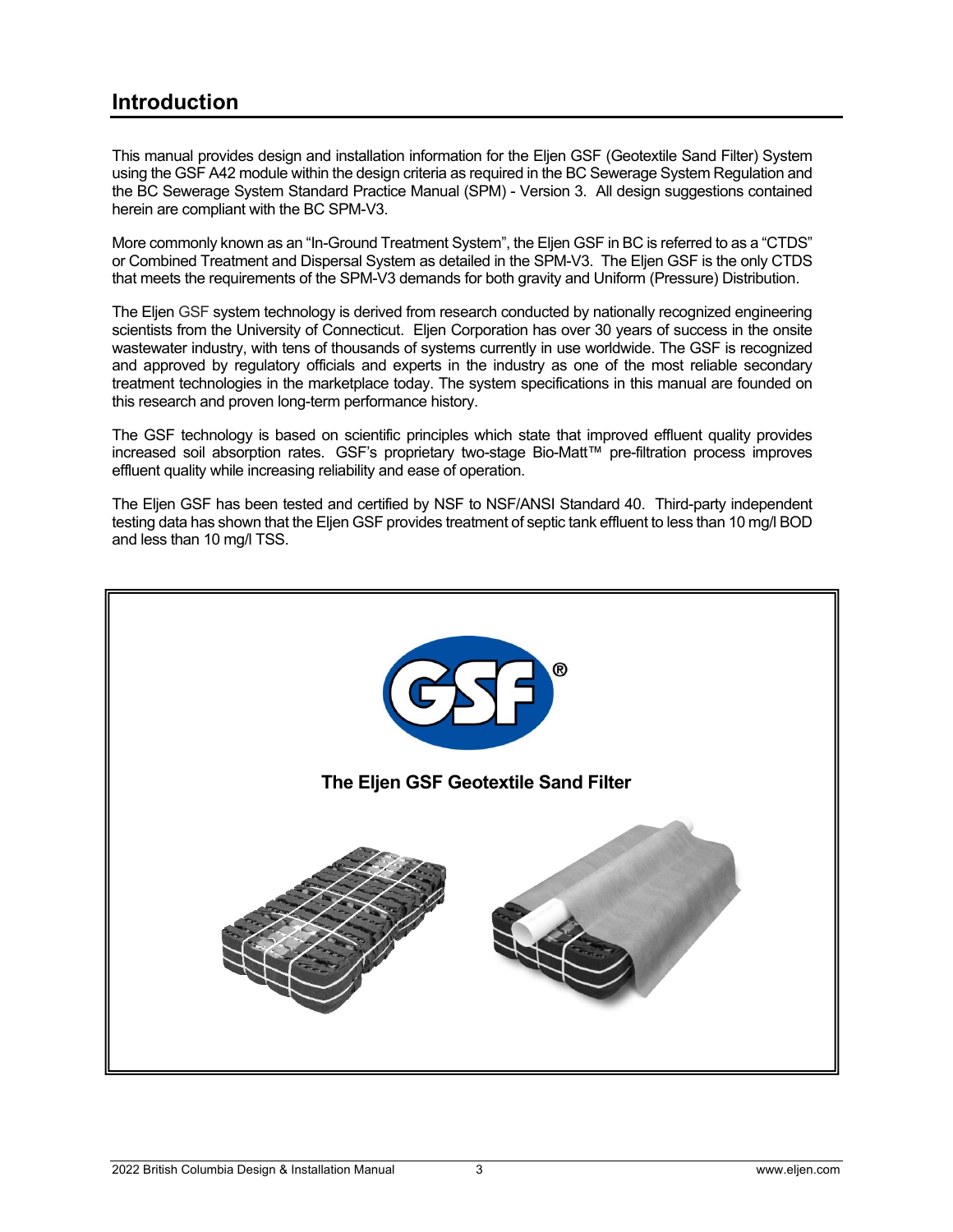## Introduction

This manual provides design and installation information for the Eljen GSF (Geotextile Sand Filter) System using the GSF A42 module within the design criteria as required in the BC Sewerage System Regulation and the BC Sewerage System Standard Practice Manual (SPM) - Version 3. All design suggestions contained herein are compliant with the BC SPM-V3.

More commonly known as an "In-Ground Treatment System", the Eljen GSF in BC is referred to as a "CTDS" or Combined Treatment and Dispersal System as detailed in the SPM-V3. The Eljen GSF is the only CTDS that meets the requirements of the SPM-V3 demands for both gravity and Uniform (Pressure) Distribution.

The Eljen GSF system technology is derived from research conducted by nationally recognized engineering scientists from the University of Connecticut. Eljen Corporation has over 30 years of success in the onsite wastewater industry, with tens of thousands of systems currently in use worldwide. The GSF is recognized and approved by regulatory officials and experts in the industry as one of the most reliable secondary treatment technologies in the marketplace today. The system specifications in this manual are founded on this research and proven long-term performance history.

The GSF technology is based on scientific principles which state that improved effluent quality provides increased soil absorption rates. GSF's proprietary two-stage Bio-Matt™ pre-filtration process improves effluent quality while increasing reliability and ease of operation.

The Eljen GSF has been tested and certified by NSF to NSF/ANSI Standard 40. Third-party independent testing data has shown that the Eljen GSF provides treatment of septic tank effluent to less than 10 mg/l BOD and less than 10 mg/l TSS.

**The Eljen GSF Geotextile Sand Filter**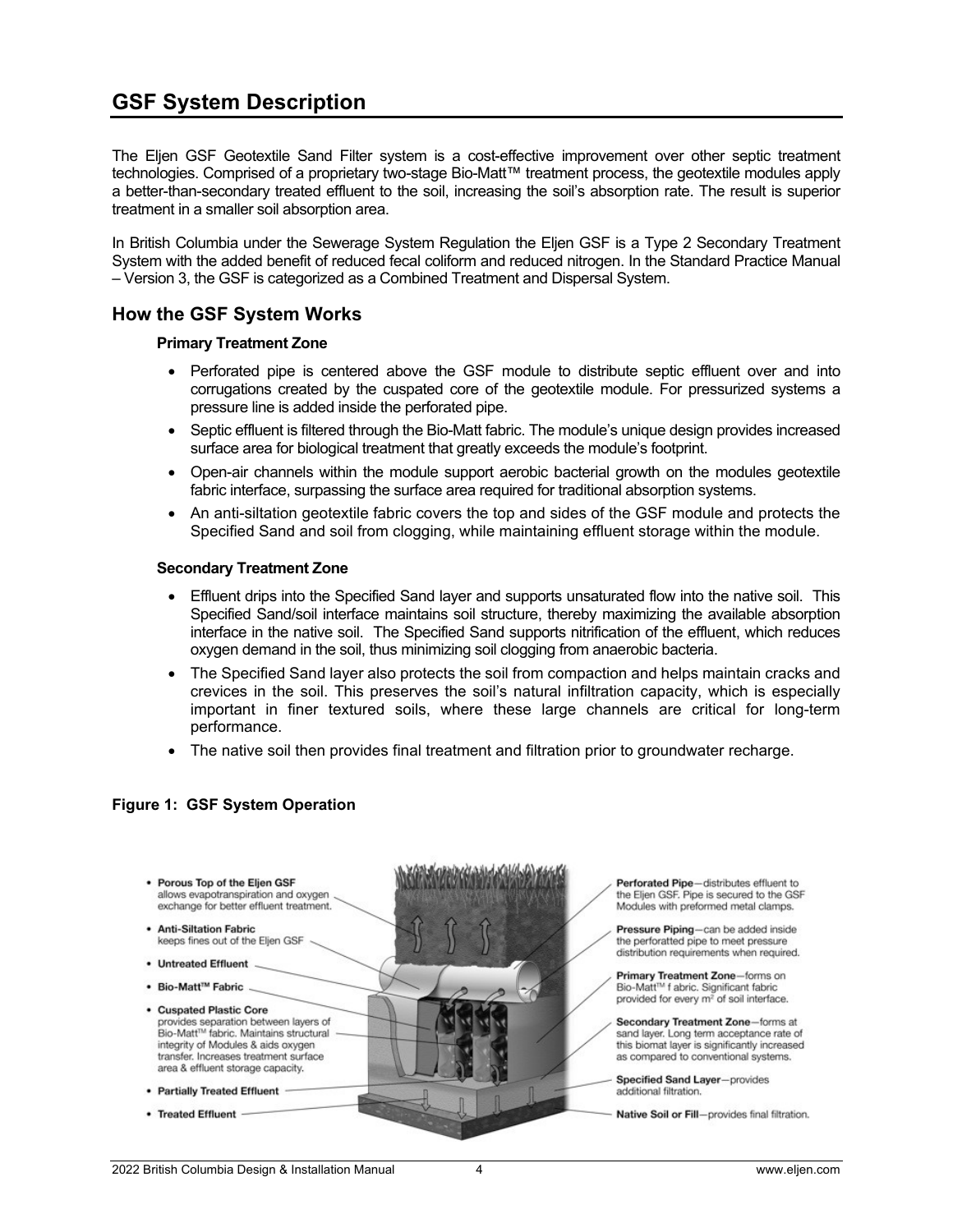## GSF System Description

The Eljen GSF Geotextile Sand Filter system is a cost-effective improvement over other septic treatment technologies. Comprised of a proprietary two-stage Bio-Matt™ treatment process, the geotextile modules apply a better-than-secondary treated effluent to the soil, increasing the soil's absorption rate. The result is superior treatment in a smaller soil absorption area.

In British Columbia under the Sewerage System Regulation the Eljen GSF is a Type 2 Secondary Treatment System with the added benefit of reduced fecal coliform and reduced nitrogen. In the Standard Practice Manual – Version 3, the GSF is categorized as a Combined Treatment and Dispersal System.

### How the GSF System Works

#### Primary Treatment Zone

- Perforated pipe is centered above the GSF module to distribute septic effluent over and into corrugations created by the cuspated core of the geotextile module. For pressurized systems a pressure line is added inside the perforated pipe.
- Septic effluent is filtered through the Bio-Matt fabric. The module's unique design provides increased surface area for biological treatment that greatly exceeds the module's footprint.
- Open-air channels within the module support aerobic bacterial growth on the modules geotextile fabric interface, surpassing the surface area required for traditional absorption systems.
- An anti-siltation geotextile fabric covers the top and sides of the GSF module and protects the Specified Sand and soil from clogging, while maintaining effluent storage within the module.

#### Secondary Treatment Zone

- Effluent drips into the Specified Sand layer and supports unsaturated flow into the native soil. This Specified Sand/soil interface maintains soil structure, thereby maximizing the available absorption interface in the native soil. The Specified Sand supports nitrification of the effluent, which reduces oxygen demand in the soil, thus minimizing soil clogging from anaerobic bacteria.
- The Specified Sand layer also protects the soil from compaction and helps maintain cracks and crevices in the soil. This preserves the soil's natural infiltration capacity, which is especially important in finer textured soils, where these large channels are critical for long-term performance.
- The native soil then provides final treatment and filtration prior to groundwater recharge.

**Figure 1: GSF System Operation**

- **Porous Top of the Eljen GSF** allows evapotranspiration and oxygen exchange for better effluent treatment.
- **Anti-Siltation Fabric** keeps fines out of the Eljen GSF
- **Untreated Effluent**
- **Bio-Matt™ Fabric**
- **Cuspated Plastic Core** provides separation between layers of Bio-Matt™ fabric. Maintains structural integrity of Modules & aids oxygen transfer. Increases treatment surface area & effluent storage capacity.
- **Partially Treated Effluent**
- **Treated Effluent**

**Perforated Pipe**—distributes effluent to the Eljen GSF. Pipe is secured to the GSF Modules with preformed metal clamps.

**Pressure Piping**—can be added inside the perforatted pipe to meet pressure distribution requirements when required.

**Primary Treatment Zone**—forms on Bio-Matt™ f abric. Significant fabric provided for every $m^2$ of soil interface.

**Secondary Treatment Zone**—forms at sand layer. Long term acceptance rate of this biomat layer is significantly increased as compared to conventional systems.

**Specified Sand Layer**—provides additional filtration.

**Native Soil or Fill**—provides final filtration.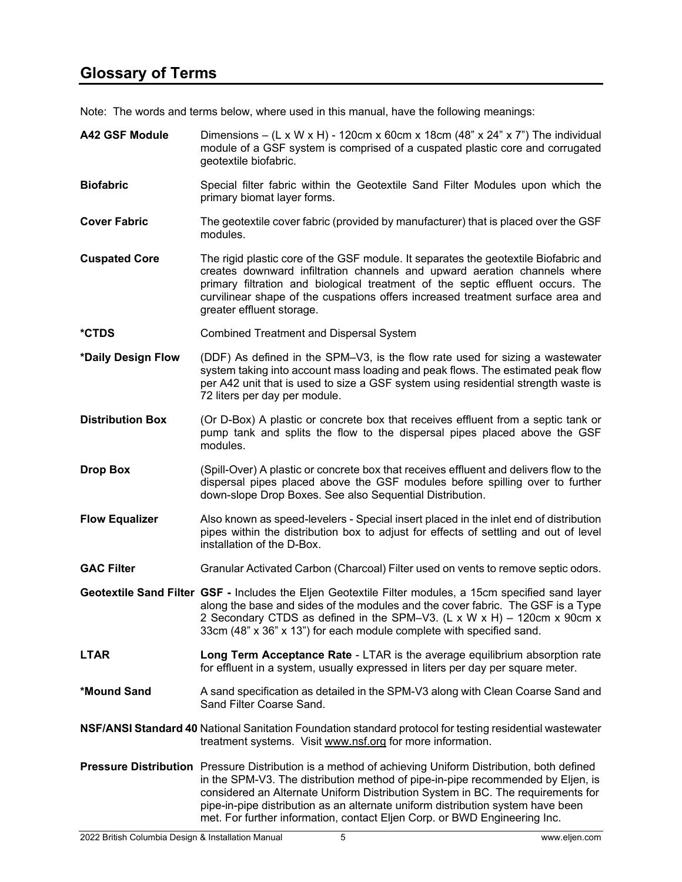## Glossary of Terms

Note: The words and terms below, where used in this manual, have the following meanings:

**A42 GSF Module** Dimensions – (L x W x H) - 120cm x 60cm x 18cm (48" x 24" x 7") The individual module of a GSF system is comprised of a cuspated plastic core and corrugated geotextile biofabric.

**Biofabric** Special filter fabric within the Geotextile Sand Filter Modules upon which the primary biomat layer forms.

**Cover Fabric** The geotextile cover fabric (provided by manufacturer) that is placed over the GSF modules.

**Cuspated Core** The rigid plastic core of the GSF module. It separates the geotextile Biofabric and creates downward infiltration channels and upward aeration channels where primary filtration and biological treatment of the septic effluent occurs. The curvilinear shape of the cuspations offers increased treatment surface area and greater effluent storage.

**\*CTDS** Combined Treatment and Dispersal System

**\*Daily Design Flow** (DDF) As defined in the SPM–V3, is the flow rate used for sizing a wastewater system taking into account mass loading and peak flows. The estimated peak flow per A42 unit that is used to size a GSF system using residential strength waste is 72 liters per day per module.

**Distribution Box** (Or D-Box) A plastic or concrete box that receives effluent from a septic tank or pump tank and splits the flow to the dispersal pipes placed above the GSF modules.

**Drop Box** (Spill-Over) A plastic or concrete box that receives effluent and delivers flow to the dispersal pipes placed above the GSF modules before spilling over to further down-slope Drop Boxes. See also Sequential Distribution.

**Flow Equalizer** Also known as speed-levelers - Special insert placed in the inlet end of distribution pipes within the distribution box to adjust for effects of settling and out of level installation of the D-Box.

**GAC Filter** Granular Activated Carbon (Charcoal) Filter used on vents to remove septic odors.

**Geotextile Sand Filter** **GSF -** Includes the Eljen Geotextile Filter modules, a 15cm specified sand layer along the base and sides of the modules and the cover fabric. The GSF is a Type 2 Secondary CTDS as defined in the SPM–V3. (L x W x H) – 120cm x 90cm x 33cm (48" x 36" x 13") for each module complete with specified sand.

**LTAR** **Long Term Acceptance Rate** - LTAR is the average equilibrium absorption rate for effluent in a system, usually expressed in liters per day per square meter.

**\*Mound Sand** A sand specification as detailed in the SPM-V3 along with Clean Coarse Sand and Sand Filter Coarse Sand.

**NSF/ANSI Standard 40** National Sanitation Foundation standard protocol for testing residential wastewater treatment systems. Visit www.nsf.org for more information.

**Pressure Distribution** Pressure Distribution is a method of achieving Uniform Distribution, both defined in the SPM-V3. The distribution method of pipe-in-pipe recommended by Eljen, is considered an Alternate Uniform Distribution System in BC. The requirements for pipe-in-pipe distribution as an alternate uniform distribution system have been met. For further information, contact Eljen Corp. or BWD Engineering Inc.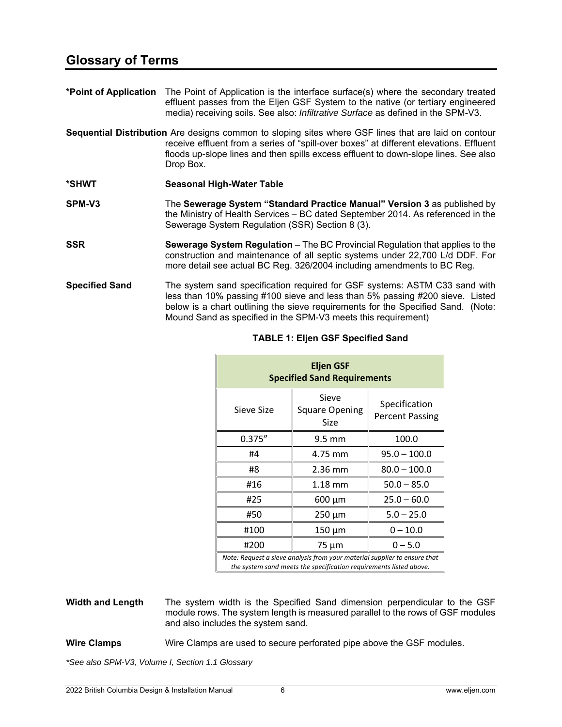## Glossary of Terms

**\*Point of Application** The Point of Application is the interface surface(s) where the secondary treated effluent passes from the Eljen GSF System to the native (or tertiary engineered media) receiving soils. See also: *Infiltrative Surface* as defined in the SPM-V3.

**Sequential Distribution** Are designs common to sloping sites where GSF lines that are laid on contour receive effluent from a series of "spill-over boxes" at different elevations. Effluent floods up-slope lines and then spills excess effluent to down-slope lines. See also Drop Box.

**\*SHWT** **Seasonal High-Water Table**

**SPM-V3** The **Sewerage System "Standard Practice Manual" Version 3** as published by the Ministry of Health Services – BC dated September 2014. As referenced in the Sewerage System Regulation (SSR) Section 8 (3).

**SSR** **Sewerage System Regulation** – The BC Provincial Regulation that applies to the construction and maintenance of all septic systems under 22,700 L/d DDF. For more detail see actual BC Reg. 326/2004 including amendments to BC Reg.

**Specified Sand** The system sand specification required for GSF systems: ASTM C33 sand with less than 10% passing #100 sieve and less than 5% passing #200 sieve. Listed below is a chart outlining the sieve requirements for the Specified Sand. (Note: Mound Sand as specified in the SPM-V3 meets this requirement)

**TABLE 1: Eljen GSF Specified Sand**

| Eljen GSF Specified Sand Requirements | | |
|---|---|---|
| Sieve Size | Sieve Square Opening Size | Specification Percent Passing |
| 0.375″ | 9.5 mm | 100.0 |
| #4 | 4.75 mm | 95.0 – 100.0 |
| #8 | 2.36 mm | 80.0 – 100.0 |
| #16 | 1.18 mm | 50.0 – 85.0 |
| #25 | 600 μm | 25.0 – 60.0 |
| #50 | 250 μm | 5.0 – 25.0 |
| #100 | 150 μm | 0 – 10.0 |
| #200 | 75 μm | 0 – 5.0 |

*Note: Request a sieve analysis from your material supplier to ensure that the system sand meets the specification requirements listed above.*

**Width and Length** The system width is the Specified Sand dimension perpendicular to the GSF module rows. The system length is measured parallel to the rows of GSF modules and also includes the system sand.

**Wire Clamps** Wire Clamps are used to secure perforated pipe above the GSF modules.

*\*See also SPM-V3, Volume I, Section 1.1 Glossary*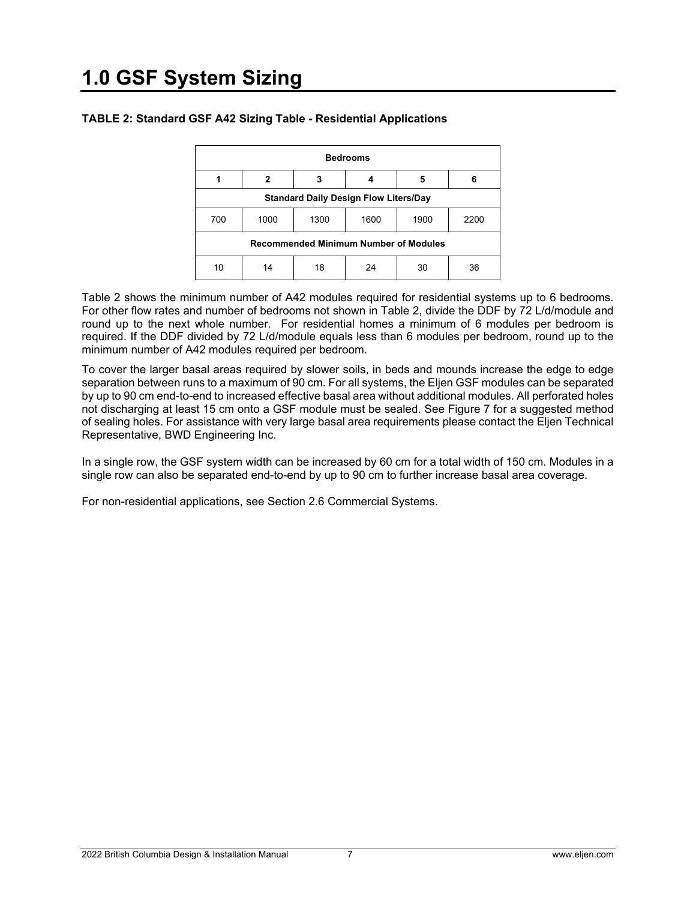# 1.0 GSF System Sizing

**TABLE 2: Standard GSF A42 Sizing Table - Residential Applications**

| Bedrooms | | | | | |
|---|---|---|---|---|---|
| **1** | **2** | **3** | **4** | **5** | **6** |
| **Standard Daily Design Flow Liters/Day** | | | | | |
| 700 | 1000 | 1300 | 1600 | 1900 | 2200 |
| **Recommended Minimum Number of Modules** | | | | | |
| 10 | 14 | 18 | 24 | 30 | 36 |

Table 2 shows the minimum number of A42 modules required for residential systems up to 6 bedrooms. For other flow rates and number of bedrooms not shown in Table 2, divide the DDF by 72 L/d/module and round up to the next whole number. For residential homes a minimum of 6 modules per bedroom is required. If the DDF divided by 72 L/d/module equals less than 6 modules per bedroom, round up to the minimum number of A42 modules required per bedroom.

To cover the larger basal areas required by slower soils, in beds and mounds increase the edge to edge separation between runs to a maximum of 90 cm. For all systems, the Eljen GSF modules can be separated by up to 90 cm end-to-end to increased effective basal area without additional modules. All perforated holes not discharging at least 15 cm onto a GSF module must be sealed. See Figure 7 for a suggested method of sealing holes. For assistance with very large basal area requirements please contact the Eljen Technical Representative, BWD Engineering Inc.

In a single row, the GSF system width can be increased by 60 cm for a total width of 150 cm. Modules in a single row can also be separated end-to-end by up to 90 cm to further increase basal area coverage.

For non-residential applications, see Section 2.6 Commercial Systems.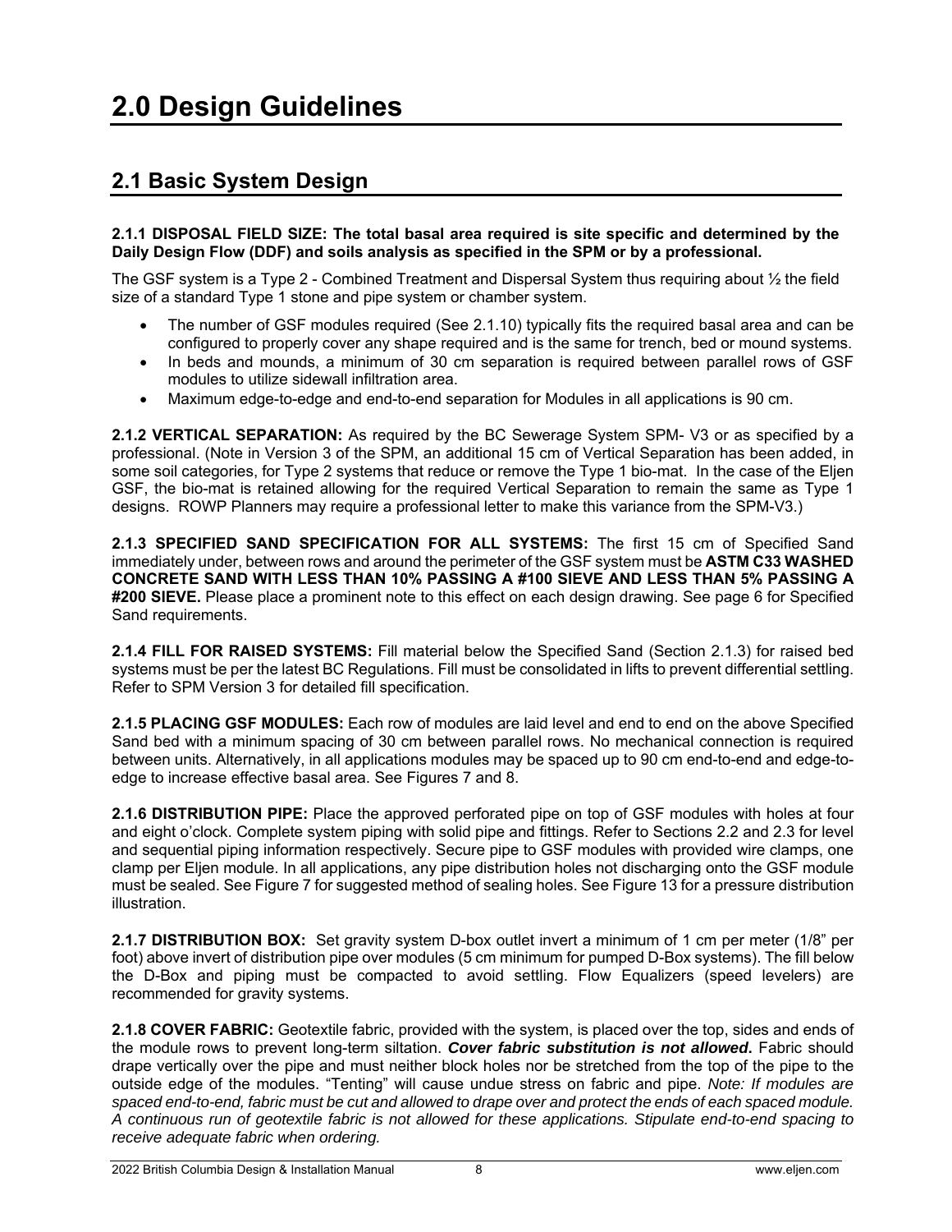# 2.0 Design Guidelines

## 2.1 Basic System Design

**2.1.1 DISPOSAL FIELD SIZE: The total basal area required is site specific and determined by the Daily Design Flow (DDF) and soils analysis as specified in the SPM or by a professional.**

The GSF system is a Type 2 - Combined Treatment and Dispersal System thus requiring about ½ the field size of a standard Type 1 stone and pipe system or chamber system.

- The number of GSF modules required (See 2.1.10) typically fits the required basal area and can be configured to properly cover any shape required and is the same for trench, bed or mound systems.
- In beds and mounds, a minimum of 30 cm separation is required between parallel rows of GSF modules to utilize sidewall infiltration area.
- Maximum edge-to-edge and end-to-end separation for Modules in all applications is 90 cm.

**2.1.2 VERTICAL SEPARATION:** As required by the BC Sewerage System SPM- V3 or as specified by a professional. (Note in Version 3 of the SPM, an additional 15 cm of Vertical Separation has been added, in some soil categories, for Type 2 systems that reduce or remove the Type 1 bio-mat. In the case of the Eljen GSF, the bio-mat is retained allowing for the required Vertical Separation to remain the same as Type 1 designs. ROWP Planners may require a professional letter to make this variance from the SPM-V3.)

**2.1.3 SPECIFIED SAND SPECIFICATION FOR ALL SYSTEMS:** The first 15 cm of Specified Sand immediately under, between rows and around the perimeter of the GSF system must be **ASTM C33 WASHED CONCRETE SAND WITH LESS THAN 10% PASSING A #100 SIEVE AND LESS THAN 5% PASSING A #200 SIEVE.** Please place a prominent note to this effect on each design drawing. See page 6 for Specified Sand requirements.

**2.1.4 FILL FOR RAISED SYSTEMS:** Fill material below the Specified Sand (Section 2.1.3) for raised bed systems must be per the latest BC Regulations. Fill must be consolidated in lifts to prevent differential settling. Refer to SPM Version 3 for detailed fill specification.

**2.1.5 PLACING GSF MODULES:** Each row of modules are laid level and end to end on the above Specified Sand bed with a minimum spacing of 30 cm between parallel rows. No mechanical connection is required between units. Alternatively, in all applications modules may be spaced up to 90 cm end-to-end and edge-to-edge to increase effective basal area. See Figures 7 and 8.

**2.1.6 DISTRIBUTION PIPE:** Place the approved perforated pipe on top of GSF modules with holes at four and eight o'clock. Complete system piping with solid pipe and fittings. Refer to Sections 2.2 and 2.3 for level and sequential piping information respectively. Secure pipe to GSF modules with provided wire clamps, one clamp per Eljen module. In all applications, any pipe distribution holes not discharging onto the GSF module must be sealed. See Figure 7 for suggested method of sealing holes. See Figure 13 for a pressure distribution illustration.

**2.1.7 DISTRIBUTION BOX:** Set gravity system D-box outlet invert a minimum of 1 cm per meter (1/8" per foot) above invert of distribution pipe over modules (5 cm minimum for pumped D-Box systems). The fill below the D-Box and piping must be compacted to avoid settling. Flow Equalizers (speed levelers) are recommended for gravity systems.

**2.1.8 COVER FABRIC:** Geotextile fabric, provided with the system, is placed over the top, sides and ends of the module rows to prevent long-term siltation. ***Cover fabric substitution is not allowed***. Fabric should drape vertically over the pipe and must neither block holes nor be stretched from the top of the pipe to the outside edge of the modules. "Tenting" will cause undue stress on fabric and pipe. *Note: If modules are spaced end-to-end, fabric must be cut and allowed to drape over and protect the ends of each spaced module. A continuous run of geotextile fabric is not allowed for these applications. Stipulate end-to-end spacing to receive adequate fabric when ordering.*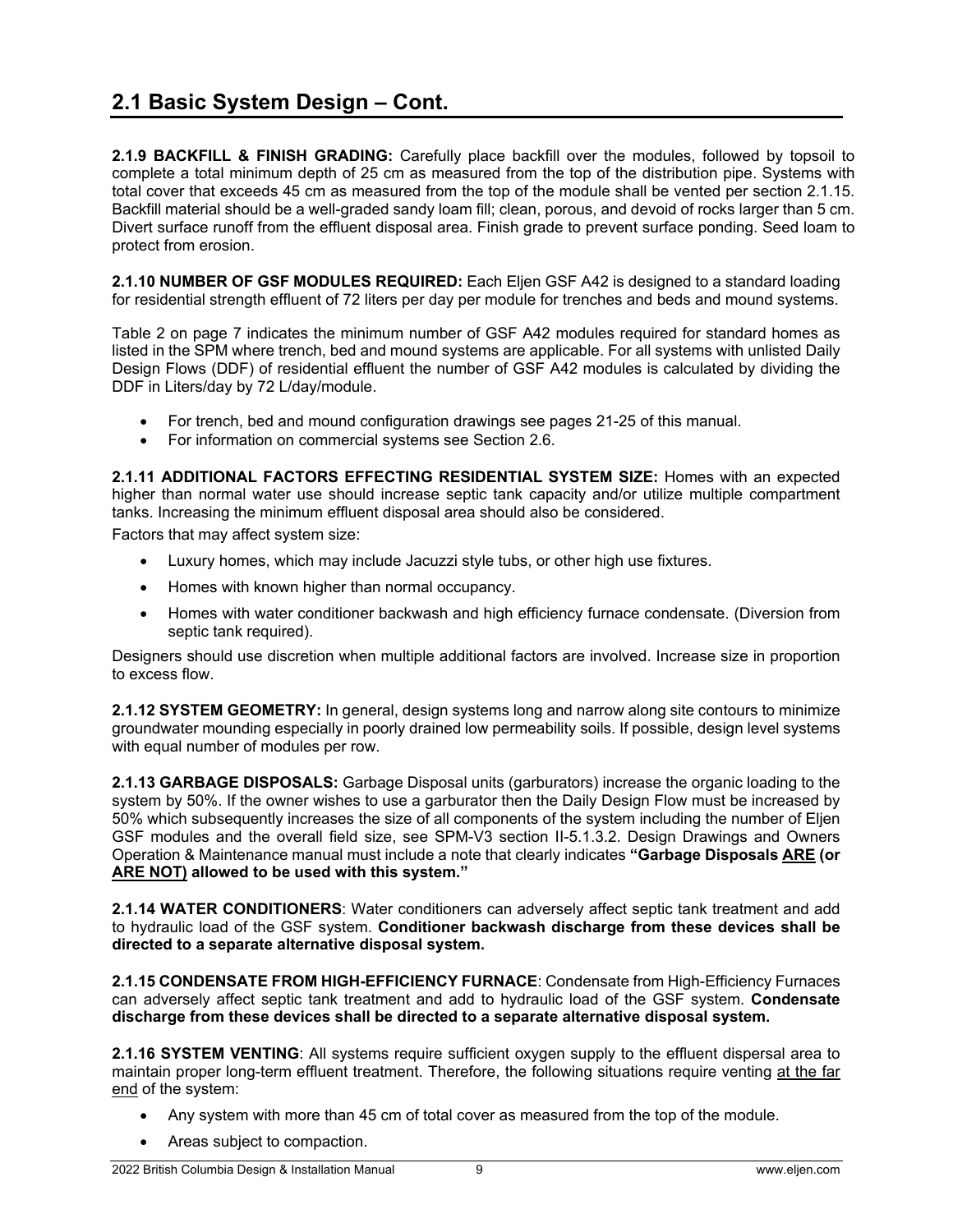## 2.1 Basic System Design – Cont.

**2.1.9 BACKFILL & FINISH GRADING:** Carefully place backfill over the modules, followed by topsoil to complete a total minimum depth of 25 cm as measured from the top of the distribution pipe. Systems with total cover that exceeds 45 cm as measured from the top of the module shall be vented per section 2.1.15. Backfill material should be a well-graded sandy loam fill; clean, porous, and devoid of rocks larger than 5 cm. Divert surface runoff from the effluent disposal area. Finish grade to prevent surface ponding. Seed loam to protect from erosion.

**2.1.10 NUMBER OF GSF MODULES REQUIRED:** Each Eljen GSF A42 is designed to a standard loading for residential strength effluent of 72 liters per day per module for trenches and beds and mound systems.

Table 2 on page 7 indicates the minimum number of GSF A42 modules required for standard homes as listed in the SPM where trench, bed and mound systems are applicable. For all systems with unlisted Daily Design Flows (DDF) of residential effluent the number of GSF A42 modules is calculated by dividing the DDF in Liters/day by 72 L/day/module.

- For trench, bed and mound configuration drawings see pages 21-25 of this manual.
- For information on commercial systems see Section 2.6.

**2.1.11 ADDITIONAL FACTORS EFFECTING RESIDENTIAL SYSTEM SIZE:** Homes with an expected higher than normal water use should increase septic tank capacity and/or utilize multiple compartment tanks. Increasing the minimum effluent disposal area should also be considered.

Factors that may affect system size:

- Luxury homes, which may include Jacuzzi style tubs, or other high use fixtures.
- Homes with known higher than normal occupancy.
- Homes with water conditioner backwash and high efficiency furnace condensate. (Diversion from septic tank required).

Designers should use discretion when multiple additional factors are involved. Increase size in proportion to excess flow.

**2.1.12 SYSTEM GEOMETRY:** In general, design systems long and narrow along site contours to minimize groundwater mounding especially in poorly drained low permeability soils. If possible, design level systems with equal number of modules per row.

**2.1.13 GARBAGE DISPOSALS:** Garbage Disposal units (garburators) increase the organic loading to the system by 50%. If the owner wishes to use a garburator then the Daily Design Flow must be increased by 50% which subsequently increases the size of all components of the system including the number of Eljen GSF modules and the overall field size, see SPM-V3 section II-5.1.3.2. Design Drawings and Owners Operation & Maintenance manual must include a note that clearly indicates **"Garbage Disposals <u>ARE</u> (or <u>ARE NOT)</u> allowed to be used with this system."**

**2.1.14 WATER CONDITIONERS**: Water conditioners can adversely affect septic tank treatment and add to hydraulic load of the GSF system. **Conditioner backwash discharge from these devices shall be directed to a separate alternative disposal system.**

**2.1.15 CONDENSATE FROM HIGH-EFFICIENCY FURNACE**: Condensate from High-Efficiency Furnaces can adversely affect septic tank treatment and add to hydraulic load of the GSF system. **Condensate discharge from these devices shall be directed to a separate alternative disposal system.**

**2.1.16 SYSTEM VENTING**: All systems require sufficient oxygen supply to the effluent dispersal area to maintain proper long-term effluent treatment. Therefore, the following situations require venting <u>at the far end</u> of the system:

- Any system with more than 45 cm of total cover as measured from the top of the module.
- Areas subject to compaction.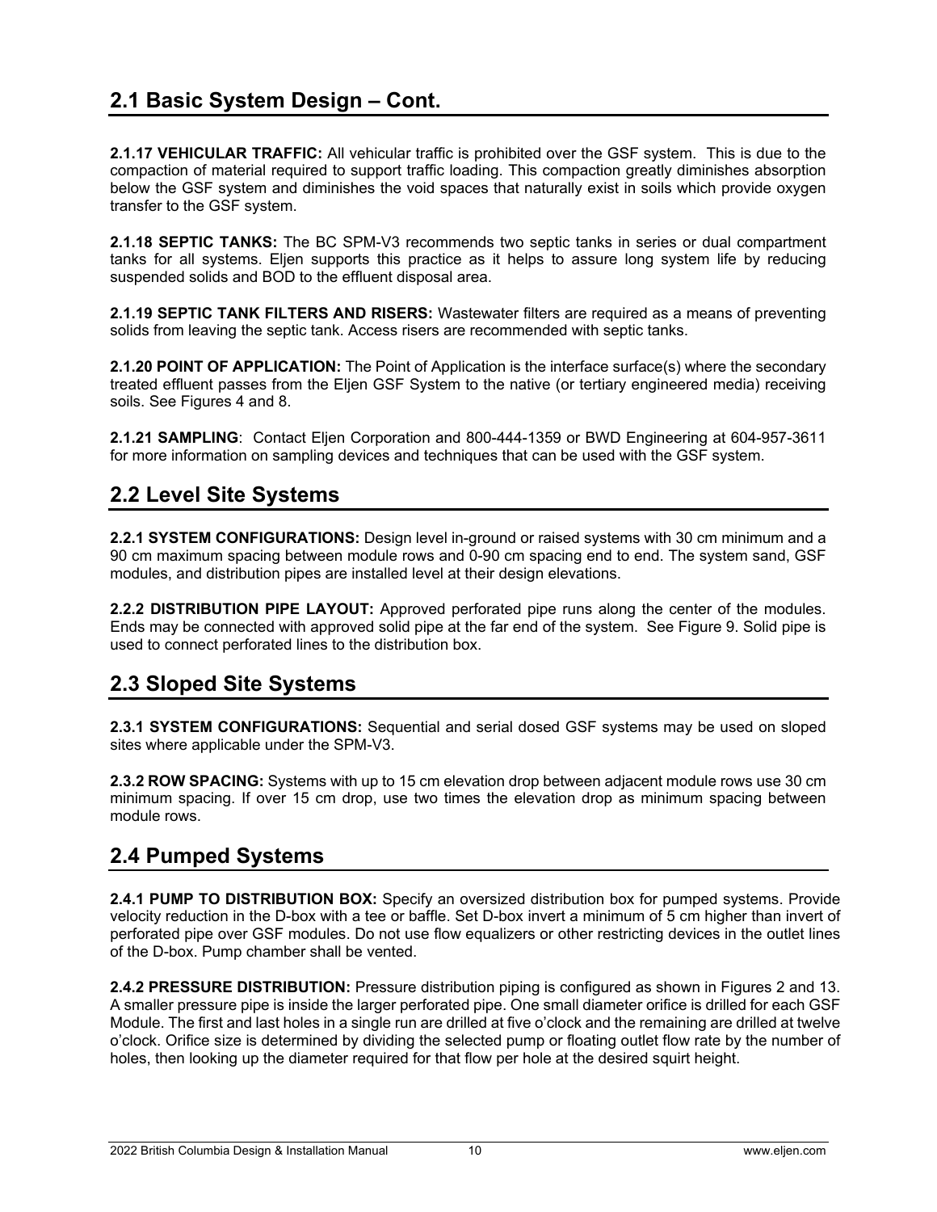## 2.1 Basic System Design – Cont.

**2.1.17 VEHICULAR TRAFFIC:** All vehicular traffic is prohibited over the GSF system. This is due to the compaction of material required to support traffic loading. This compaction greatly diminishes absorption below the GSF system and diminishes the void spaces that naturally exist in soils which provide oxygen transfer to the GSF system.

**2.1.18 SEPTIC TANKS:** The BC SPM-V3 recommends two septic tanks in series or dual compartment tanks for all systems. Eljen supports this practice as it helps to assure long system life by reducing suspended solids and BOD to the effluent disposal area.

**2.1.19 SEPTIC TANK FILTERS AND RISERS:** Wastewater filters are required as a means of preventing solids from leaving the septic tank. Access risers are recommended with septic tanks.

**2.1.20 POINT OF APPLICATION:** The Point of Application is the interface surface(s) where the secondary treated effluent passes from the Eljen GSF System to the native (or tertiary engineered media) receiving soils. See Figures 4 and 8.

**2.1.21 SAMPLING**: Contact Eljen Corporation and 800-444-1359 or BWD Engineering at 604-957-3611 for more information on sampling devices and techniques that can be used with the GSF system.

## 2.2 Level Site Systems

**2.2.1 SYSTEM CONFIGURATIONS:** Design level in-ground or raised systems with 30 cm minimum and a 90 cm maximum spacing between module rows and 0-90 cm spacing end to end. The system sand, GSF modules, and distribution pipes are installed level at their design elevations.

**2.2.2 DISTRIBUTION PIPE LAYOUT:** Approved perforated pipe runs along the center of the modules. Ends may be connected with approved solid pipe at the far end of the system. See Figure 9. Solid pipe is used to connect perforated lines to the distribution box.

## 2.3 Sloped Site Systems

**2.3.1 SYSTEM CONFIGURATIONS:** Sequential and serial dosed GSF systems may be used on sloped sites where applicable under the SPM-V3.

**2.3.2 ROW SPACING:** Systems with up to 15 cm elevation drop between adjacent module rows use 30 cm minimum spacing. If over 15 cm drop, use two times the elevation drop as minimum spacing between module rows.

## 2.4 Pumped Systems

**2.4.1 PUMP TO DISTRIBUTION BOX:** Specify an oversized distribution box for pumped systems. Provide velocity reduction in the D-box with a tee or baffle. Set D-box invert a minimum of 5 cm higher than invert of perforated pipe over GSF modules. Do not use flow equalizers or other restricting devices in the outlet lines of the D-box. Pump chamber shall be vented.

**2.4.2 PRESSURE DISTRIBUTION:** Pressure distribution piping is configured as shown in Figures 2 and 13. A smaller pressure pipe is inside the larger perforated pipe. One small diameter orifice is drilled for each GSF Module. The first and last holes in a single run are drilled at five o'clock and the remaining are drilled at twelve o'clock. Orifice size is determined by dividing the selected pump or floating outlet flow rate by the number of holes, then looking up the diameter required for that flow per hole at the desired squirt height.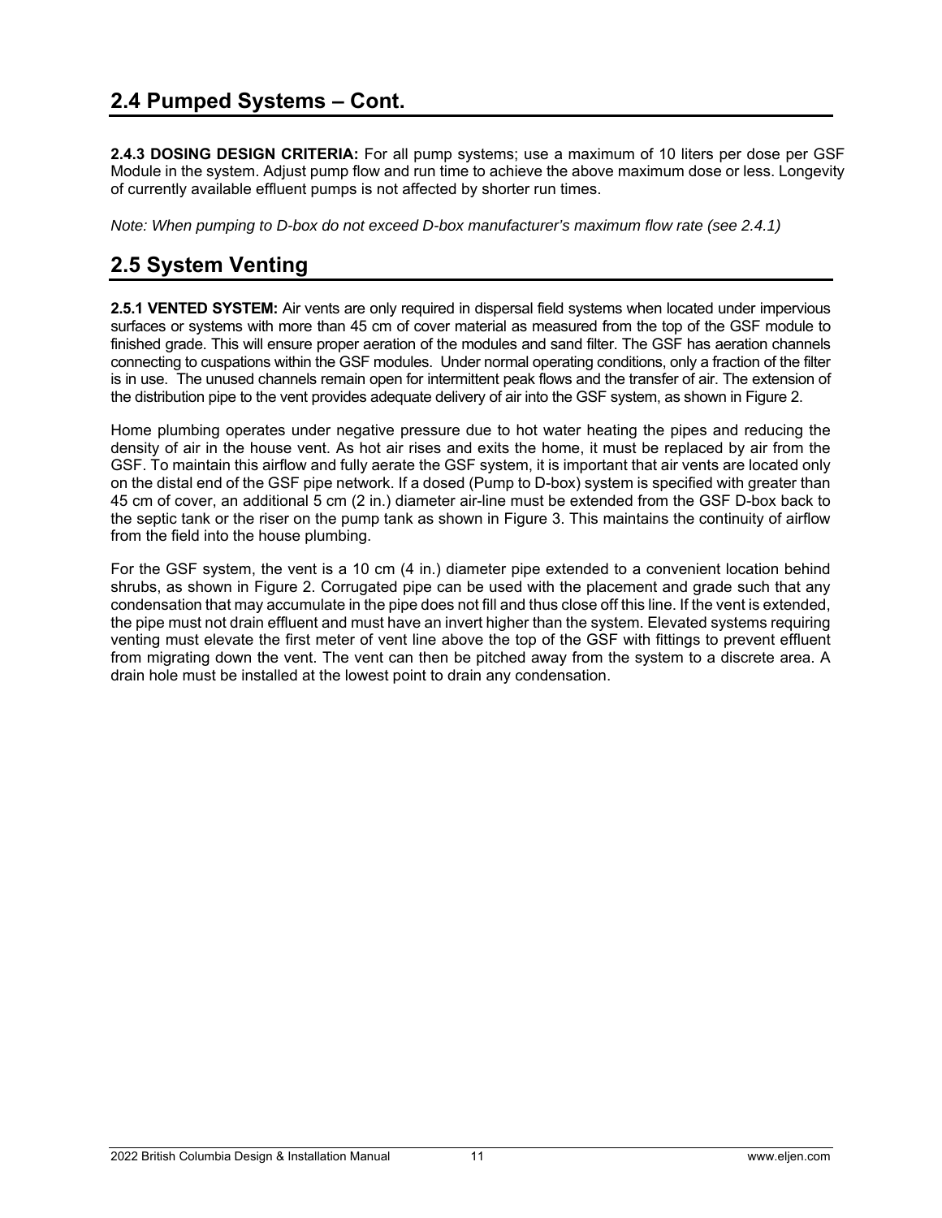## 2.4 Pumped Systems – Cont.

**2.4.3 DOSING DESIGN CRITERIA:** For all pump systems; use a maximum of 10 liters per dose per GSF Module in the system. Adjust pump flow and run time to achieve the above maximum dose or less. Longevity of currently available effluent pumps is not affected by shorter run times.

*Note: When pumping to D-box do not exceed D-box manufacturer's maximum flow rate (see 2.4.1)*

## 2.5 System Venting

**2.5.1 VENTED SYSTEM:** Air vents are only required in dispersal field systems when located under impervious surfaces or systems with more than 45 cm of cover material as measured from the top of the GSF module to finished grade. This will ensure proper aeration of the modules and sand filter. The GSF has aeration channels connecting to cuspations within the GSF modules. Under normal operating conditions, only a fraction of the filter is in use. The unused channels remain open for intermittent peak flows and the transfer of air. The extension of the distribution pipe to the vent provides adequate delivery of air into the GSF system, as shown in Figure 2.

Home plumbing operates under negative pressure due to hot water heating the pipes and reducing the density of air in the house vent. As hot air rises and exits the home, it must be replaced by air from the GSF. To maintain this airflow and fully aerate the GSF system, it is important that air vents are located only on the distal end of the GSF pipe network. If a dosed (Pump to D-box) system is specified with greater than 45 cm of cover, an additional 5 cm (2 in.) diameter air-line must be extended from the GSF D-box back to the septic tank or the riser on the pump tank as shown in Figure 3. This maintains the continuity of airflow from the field into the house plumbing.

For the GSF system, the vent is a 10 cm (4 in.) diameter pipe extended to a convenient location behind shrubs, as shown in Figure 2. Corrugated pipe can be used with the placement and grade such that any condensation that may accumulate in the pipe does not fill and thus close off this line. If the vent is extended, the pipe must not drain effluent and must have an invert higher than the system. Elevated systems requiring venting must elevate the first meter of vent line above the top of the GSF with fittings to prevent effluent from migrating down the vent. The vent can then be pitched away from the system to a discrete area. A drain hole must be installed at the lowest point to drain any condensation.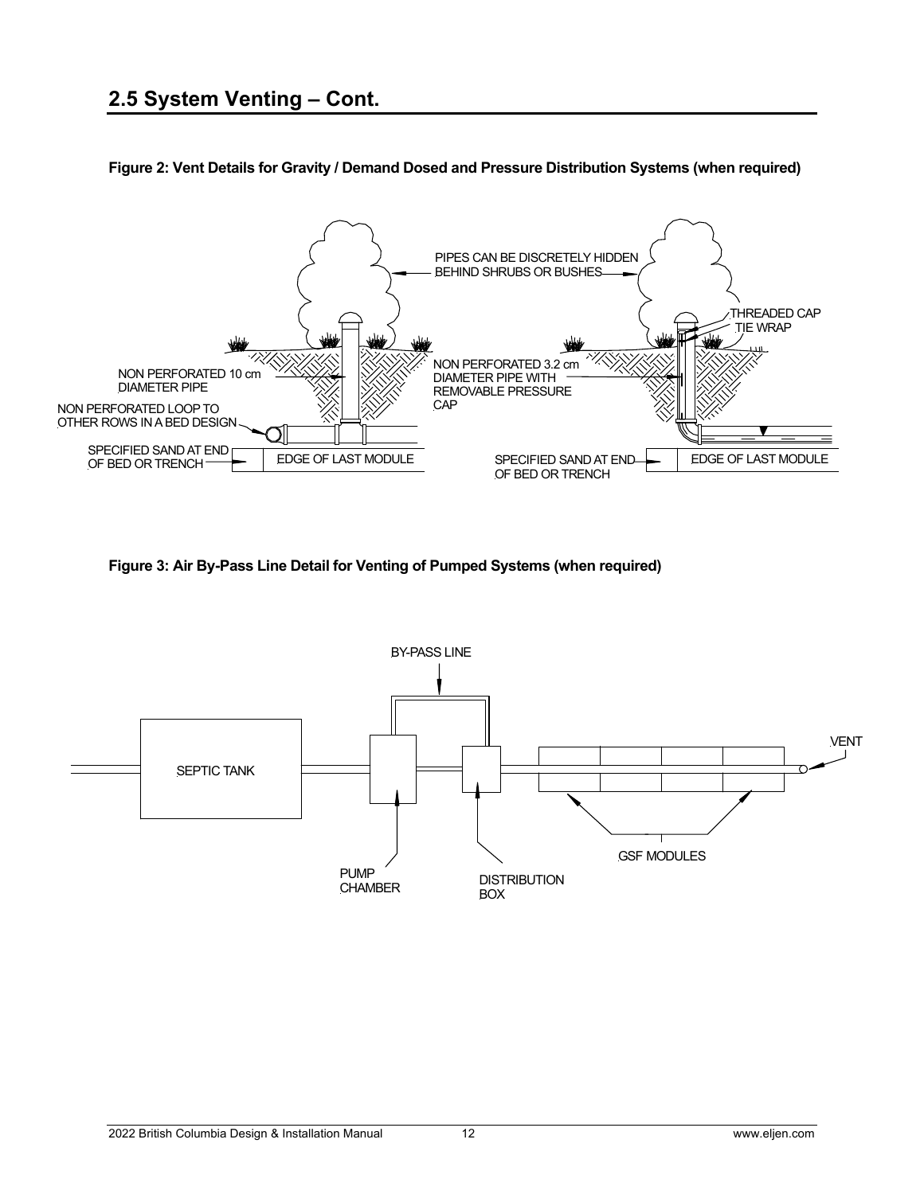## 2.5 System Venting – Cont.

**Figure 2: Vent Details for Gravity / Demand Dosed and Pressure Distribution Systems (when required)**

PIPES CAN BE DISCRETELY HIDDEN BEHIND SHRUBS OR BUSHES

THREADED CAP

TIE WRAP

NON PERFORATED 10 cm DIAMETER PIPE

NON PERFORATED 3.2 cm DIAMETER PIPE WITH REMOVABLE PRESSURE CAP

NON PERFORATED LOOP TO OTHER ROWS IN A BED DESIGN

SPECIFIED SAND AT END OF BED OR TRENCH

EDGE OF LAST MODULE

SPECIFIED SAND AT END OF BED OR TRENCH

EDGE OF LAST MODULE

**Figure 3: Air By-Pass Line Detail for Venting of Pumped Systems (when required)**

BY-PASS LINE

VENT

SEPTIC TANK

PUMP CHAMBER

DISTRIBUTION BOX

GSF MODULES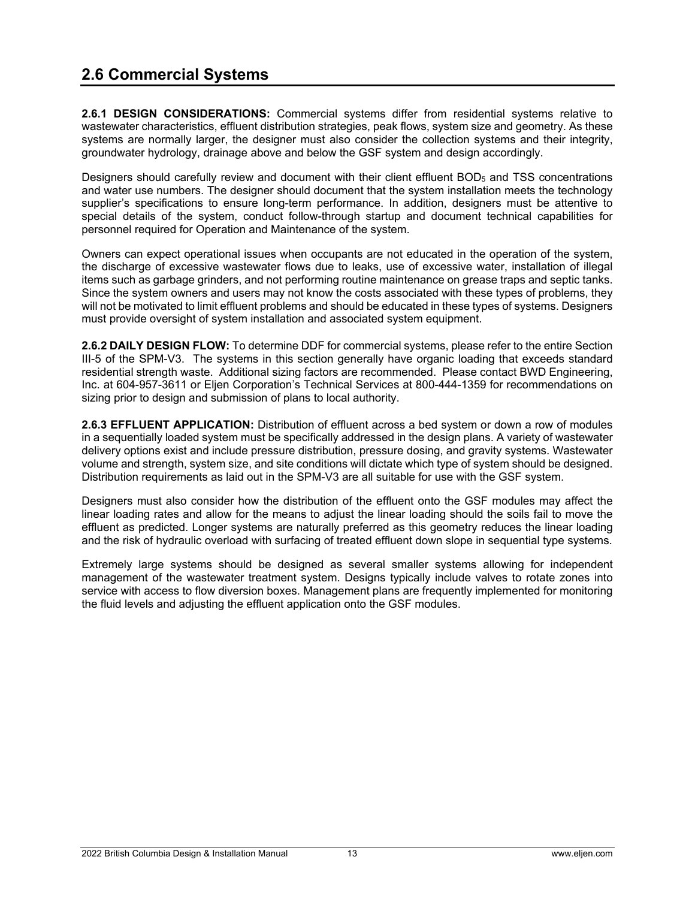## 2.6 Commercial Systems

**2.6.1 DESIGN CONSIDERATIONS:** Commercial systems differ from residential systems relative to wastewater characteristics, effluent distribution strategies, peak flows, system size and geometry. As these systems are normally larger, the designer must also consider the collection systems and their integrity, groundwater hydrology, drainage above and below the GSF system and design accordingly.

Designers should carefully review and document with their client effluent $BOD_5$ and TSS concentrations and water use numbers. The designer should document that the system installation meets the technology supplier's specifications to ensure long-term performance. In addition, designers must be attentive to special details of the system, conduct follow-through startup and document technical capabilities for personnel required for Operation and Maintenance of the system.

Owners can expect operational issues when occupants are not educated in the operation of the system, the discharge of excessive wastewater flows due to leaks, use of excessive water, installation of illegal items such as garbage grinders, and not performing routine maintenance on grease traps and septic tanks. Since the system owners and users may not know the costs associated with these types of problems, they will not be motivated to limit effluent problems and should be educated in these types of systems. Designers must provide oversight of system installation and associated system equipment.

**2.6.2 DAILY DESIGN FLOW:** To determine DDF for commercial systems, please refer to the entire Section III-5 of the SPM-V3. The systems in this section generally have organic loading that exceeds standard residential strength waste. Additional sizing factors are recommended. Please contact BWD Engineering, Inc. at 604-957-3611 or Eljen Corporation's Technical Services at 800-444-1359 for recommendations on sizing prior to design and submission of plans to local authority.

**2.6.3 EFFLUENT APPLICATION:** Distribution of effluent across a bed system or down a row of modules in a sequentially loaded system must be specifically addressed in the design plans. A variety of wastewater delivery options exist and include pressure distribution, pressure dosing, and gravity systems. Wastewater volume and strength, system size, and site conditions will dictate which type of system should be designed. Distribution requirements as laid out in the SPM-V3 are all suitable for use with the GSF system.

Designers must also consider how the distribution of the effluent onto the GSF modules may affect the linear loading rates and allow for the means to adjust the linear loading should the soils fail to move the effluent as predicted. Longer systems are naturally preferred as this geometry reduces the linear loading and the risk of hydraulic overload with surfacing of treated effluent down slope in sequential type systems.

Extremely large systems should be designed as several smaller systems allowing for independent management of the wastewater treatment system. Designs typically include valves to rotate zones into service with access to flow diversion boxes. Management plans are frequently implemented for monitoring the fluid levels and adjusting the effluent application onto the GSF modules.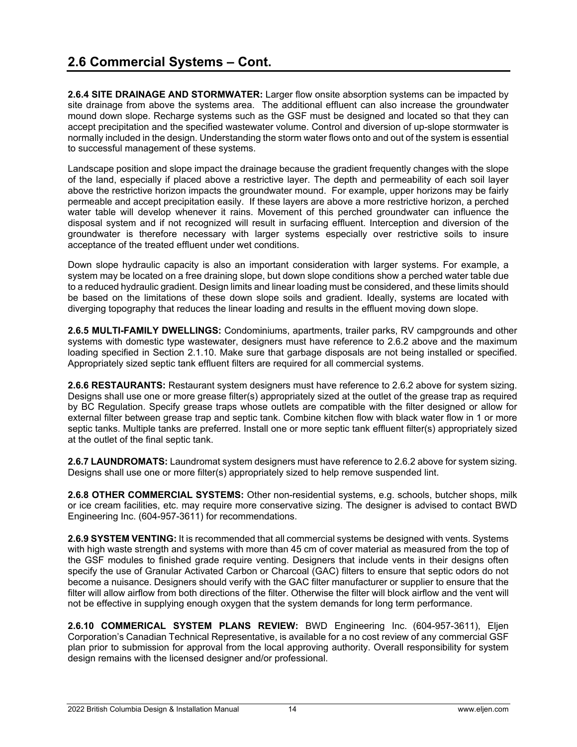## 2.6 Commercial Systems – Cont.

**2.6.4 SITE DRAINAGE AND STORMWATER:** Larger flow onsite absorption systems can be impacted by site drainage from above the systems area. The additional effluent can also increase the groundwater mound down slope. Recharge systems such as the GSF must be designed and located so that they can accept precipitation and the specified wastewater volume. Control and diversion of up-slope stormwater is normally included in the design. Understanding the storm water flows onto and out of the system is essential to successful management of these systems.

Landscape position and slope impact the drainage because the gradient frequently changes with the slope of the land, especially if placed above a restrictive layer. The depth and permeability of each soil layer above the restrictive horizon impacts the groundwater mound. For example, upper horizons may be fairly permeable and accept precipitation easily. If these layers are above a more restrictive horizon, a perched water table will develop whenever it rains. Movement of this perched groundwater can influence the disposal system and if not recognized will result in surfacing effluent. Interception and diversion of the groundwater is therefore necessary with larger systems especially over restrictive soils to insure acceptance of the treated effluent under wet conditions.

Down slope hydraulic capacity is also an important consideration with larger systems. For example, a system may be located on a free draining slope, but down slope conditions show a perched water table due to a reduced hydraulic gradient. Design limits and linear loading must be considered, and these limits should be based on the limitations of these down slope soils and gradient. Ideally, systems are located with diverging topography that reduces the linear loading and results in the effluent moving down slope.

**2.6.5 MULTI-FAMILY DWELLINGS:** Condominiums, apartments, trailer parks, RV campgrounds and other systems with domestic type wastewater, designers must have reference to 2.6.2 above and the maximum loading specified in Section 2.1.10. Make sure that garbage disposals are not being installed or specified. Appropriately sized septic tank effluent filters are required for all commercial systems.

**2.6.6 RESTAURANTS:** Restaurant system designers must have reference to 2.6.2 above for system sizing. Designs shall use one or more grease filter(s) appropriately sized at the outlet of the grease trap as required by BC Regulation. Specify grease traps whose outlets are compatible with the filter designed or allow for external filter between grease trap and septic tank. Combine kitchen flow with black water flow in 1 or more septic tanks. Multiple tanks are preferred. Install one or more septic tank effluent filter(s) appropriately sized at the outlet of the final septic tank.

**2.6.7 LAUNDROMATS:** Laundromat system designers must have reference to 2.6.2 above for system sizing. Designs shall use one or more filter(s) appropriately sized to help remove suspended lint.

**2.6.8 OTHER COMMERCIAL SYSTEMS:** Other non-residential systems, e.g. schools, butcher shops, milk or ice cream facilities, etc. may require more conservative sizing. The designer is advised to contact BWD Engineering Inc. (604-957-3611) for recommendations.

**2.6.9 SYSTEM VENTING:** It is recommended that all commercial systems be designed with vents. Systems with high waste strength and systems with more than 45 cm of cover material as measured from the top of the GSF modules to finished grade require venting. Designers that include vents in their designs often specify the use of Granular Activated Carbon or Charcoal (GAC) filters to ensure that septic odors do not become a nuisance. Designers should verify with the GAC filter manufacturer or supplier to ensure that the filter will allow airflow from both directions of the filter. Otherwise the filter will block airflow and the vent will not be effective in supplying enough oxygen that the system demands for long term performance.

**2.6.10 COMMERICAL SYSTEM PLANS REVIEW:** BWD Engineering Inc. (604-957-3611), Eljen Corporation's Canadian Technical Representative, is available for a no cost review of any commercial GSF plan prior to submission for approval from the local approving authority. Overall responsibility for system design remains with the licensed designer and/or professional.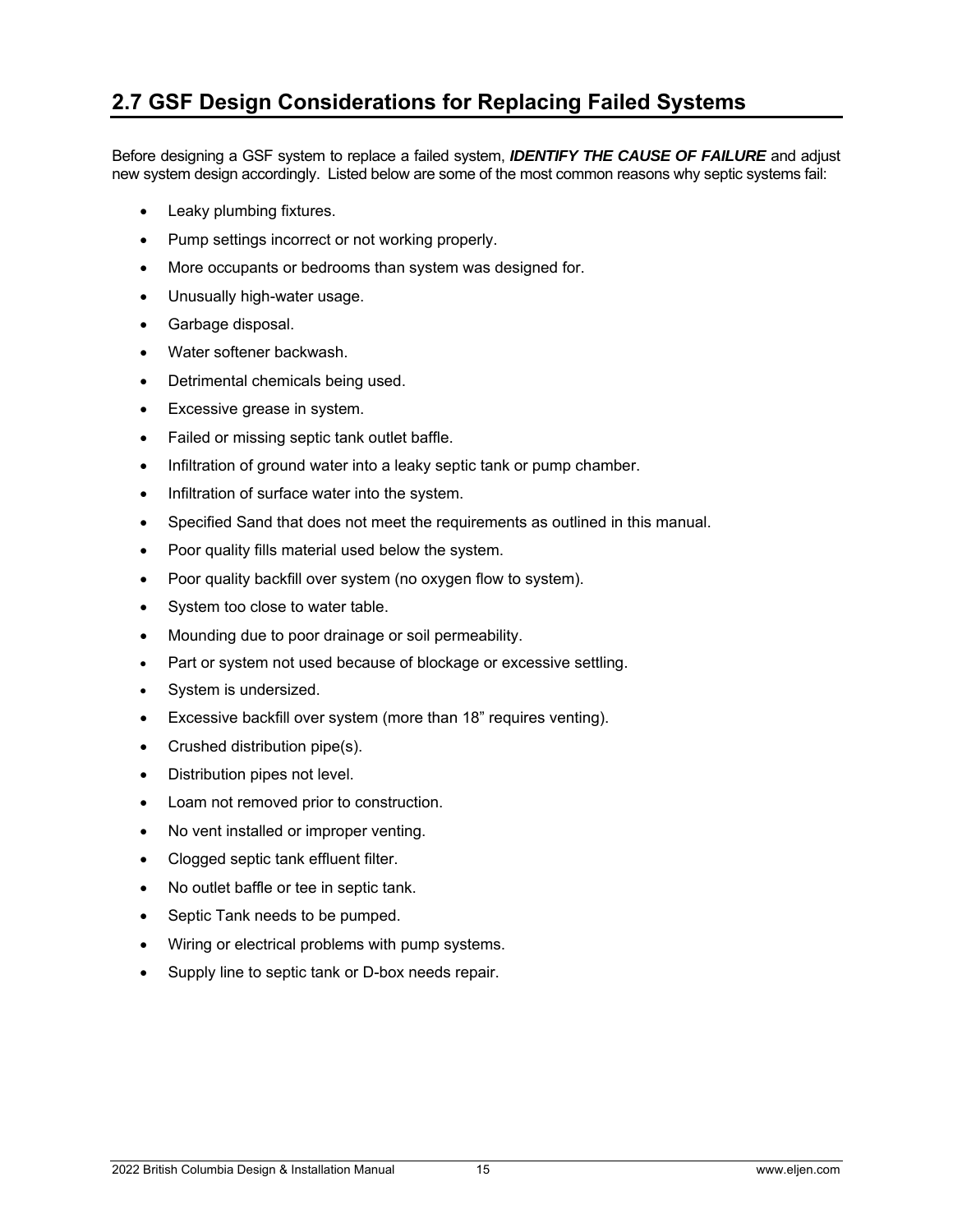## 2.7 GSF Design Considerations for Replacing Failed Systems

Before designing a GSF system to replace a failed system, ***IDENTIFY THE CAUSE OF FAILURE*** and adjust new system design accordingly. Listed below are some of the most common reasons why septic systems fail:

- Leaky plumbing fixtures.
- Pump settings incorrect or not working properly.
- More occupants or bedrooms than system was designed for.
- Unusually high-water usage.
- Garbage disposal.
- Water softener backwash.
- Detrimental chemicals being used.
- Excessive grease in system.
- Failed or missing septic tank outlet baffle.
- Infiltration of ground water into a leaky septic tank or pump chamber.
- Infiltration of surface water into the system.
- Specified Sand that does not meet the requirements as outlined in this manual.
- Poor quality fills material used below the system.
- Poor quality backfill over system (no oxygen flow to system).
- System too close to water table.
- Mounding due to poor drainage or soil permeability.
- Part or system not used because of blockage or excessive settling.
- System is undersized.
- Excessive backfill over system (more than 18" requires venting).
- Crushed distribution pipe(s).
- Distribution pipes not level.
- Loam not removed prior to construction.
- No vent installed or improper venting.
- Clogged septic tank effluent filter.
- No outlet baffle or tee in septic tank.
- Septic Tank needs to be pumped.
- Wiring or electrical problems with pump systems.
- Supply line to septic tank or D-box needs repair.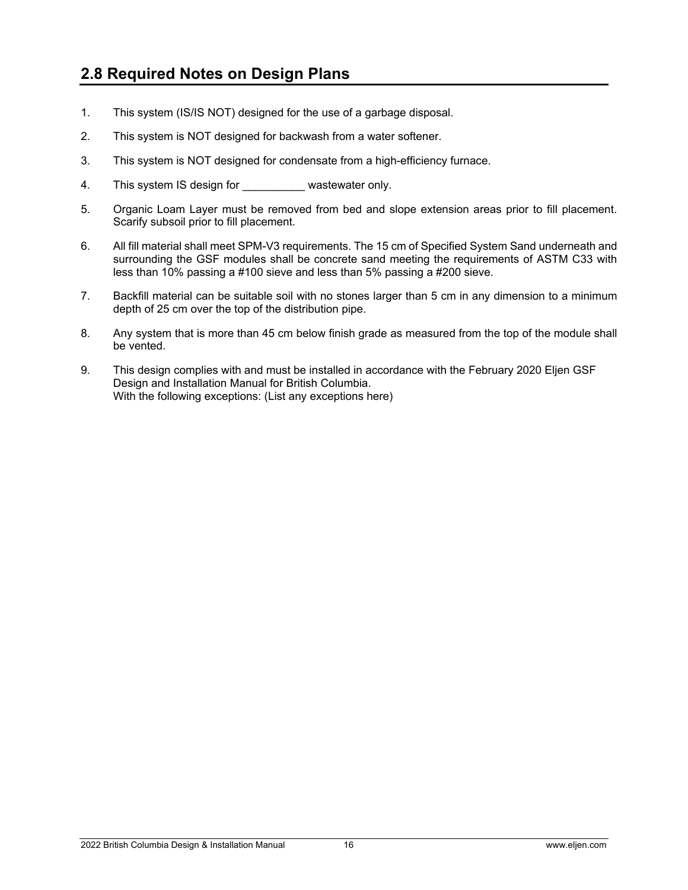## 2.8 Required Notes on Design Plans

1. This system (IS/IS NOT) designed for the use of a garbage disposal.

2. This system is NOT designed for backwash from a water softener.

3. This system is NOT designed for condensate from a high-efficiency furnace.

4. This system IS design for __________ wastewater only.

5. Organic Loam Layer must be removed from bed and slope extension areas prior to fill placement. Scarify subsoil prior to fill placement.

6. All fill material shall meet SPM-V3 requirements. The 15 cm of Specified System Sand underneath and surrounding the GSF modules shall be concrete sand meeting the requirements of ASTM C33 with less than 10% passing a #100 sieve and less than 5% passing a #200 sieve.

7. Backfill material can be suitable soil with no stones larger than 5 cm in any dimension to a minimum depth of 25 cm over the top of the distribution pipe.

8. Any system that is more than 45 cm below finish grade as measured from the top of the module shall be vented.

9. This design complies with and must be installed in accordance with the February 2020 Eljen GSF Design and Installation Manual for British Columbia.
   With the following exceptions: (List any exceptions here)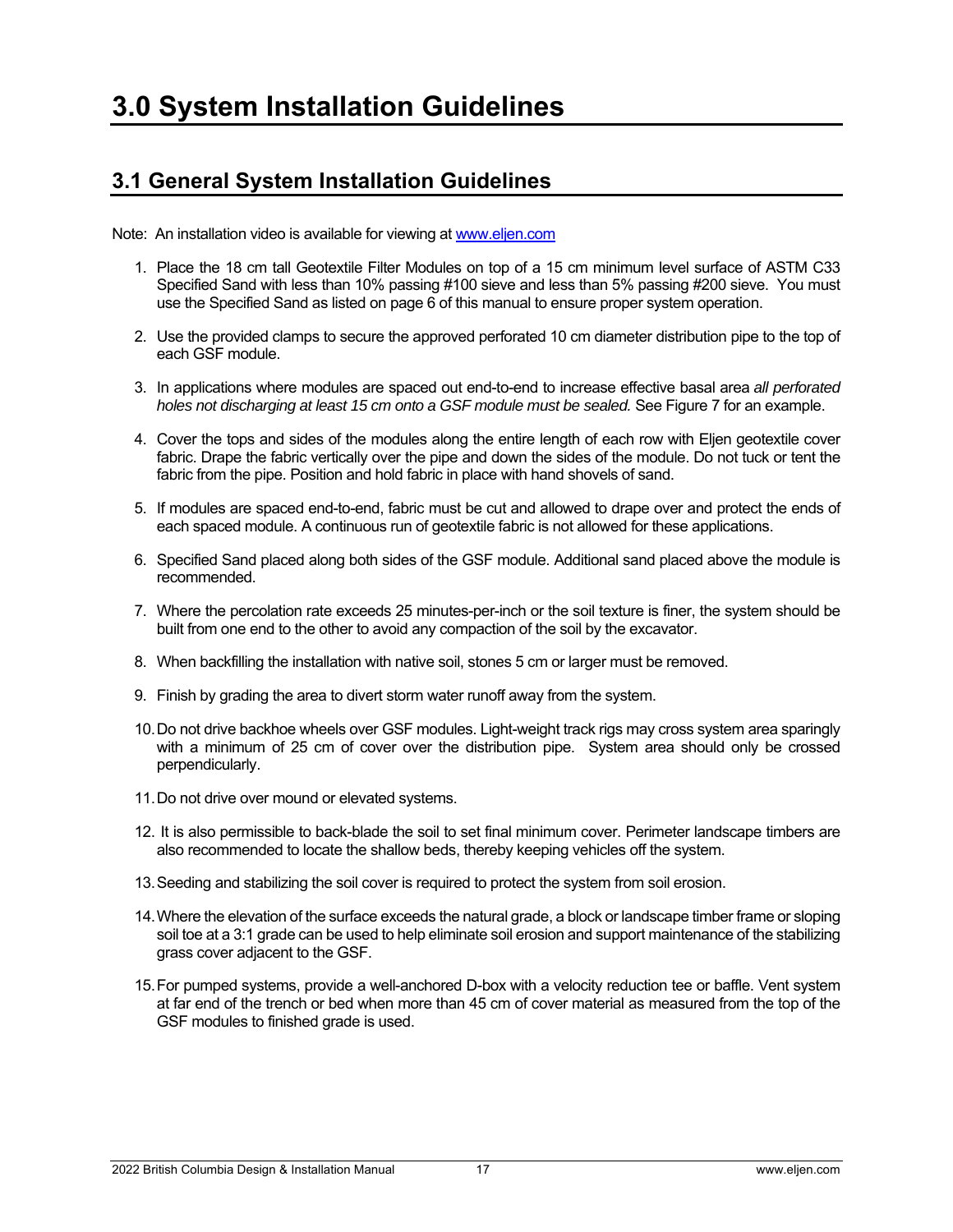# 3.0 System Installation Guidelines

## 3.1 General System Installation Guidelines

Note: An installation video is available for viewing at [www.eljen.com](http://www.eljen.com)

1. Place the 18 cm tall Geotextile Filter Modules on top of a 15 cm minimum level surface of ASTM C33 Specified Sand with less than 10% passing #100 sieve and less than 5% passing #200 sieve. You must use the Specified Sand as listed on page 6 of this manual to ensure proper system operation.
2. Use the provided clamps to secure the approved perforated 10 cm diameter distribution pipe to the top of each GSF module.
3. In applications where modules are spaced out end-to-end to increase effective basal area *all perforated holes not discharging at least 15 cm onto a GSF module must be sealed.* See Figure 7 for an example.
4. Cover the tops and sides of the modules along the entire length of each row with Eljen geotextile cover fabric. Drape the fabric vertically over the pipe and down the sides of the module. Do not tuck or tent the fabric from the pipe. Position and hold fabric in place with hand shovels of sand.
5. If modules are spaced end-to-end, fabric must be cut and allowed to drape over and protect the ends of each spaced module. A continuous run of geotextile fabric is not allowed for these applications.
6. Specified Sand placed along both sides of the GSF module. Additional sand placed above the module is recommended.
7. Where the percolation rate exceeds 25 minutes-per-inch or the soil texture is finer, the system should be built from one end to the other to avoid any compaction of the soil by the excavator.
8. When backfilling the installation with native soil, stones 5 cm or larger must be removed.
9. Finish by grading the area to divert storm water runoff away from the system.
10. Do not drive backhoe wheels over GSF modules. Light-weight track rigs may cross system area sparingly with a minimum of 25 cm of cover over the distribution pipe. System area should only be crossed perpendicularly.
11. Do not drive over mound or elevated systems.
12. It is also permissible to back-blade the soil to set final minimum cover. Perimeter landscape timbers are also recommended to locate the shallow beds, thereby keeping vehicles off the system.
13. Seeding and stabilizing the soil cover is required to protect the system from soil erosion.
14. Where the elevation of the surface exceeds the natural grade, a block or landscape timber frame or sloping soil toe at a 3:1 grade can be used to help eliminate soil erosion and support maintenance of the stabilizing grass cover adjacent to the GSF.
15. For pumped systems, provide a well-anchored D-box with a velocity reduction tee or baffle. Vent system at far end of the trench or bed when more than 45 cm of cover material as measured from the top of the GSF modules to finished grade is used.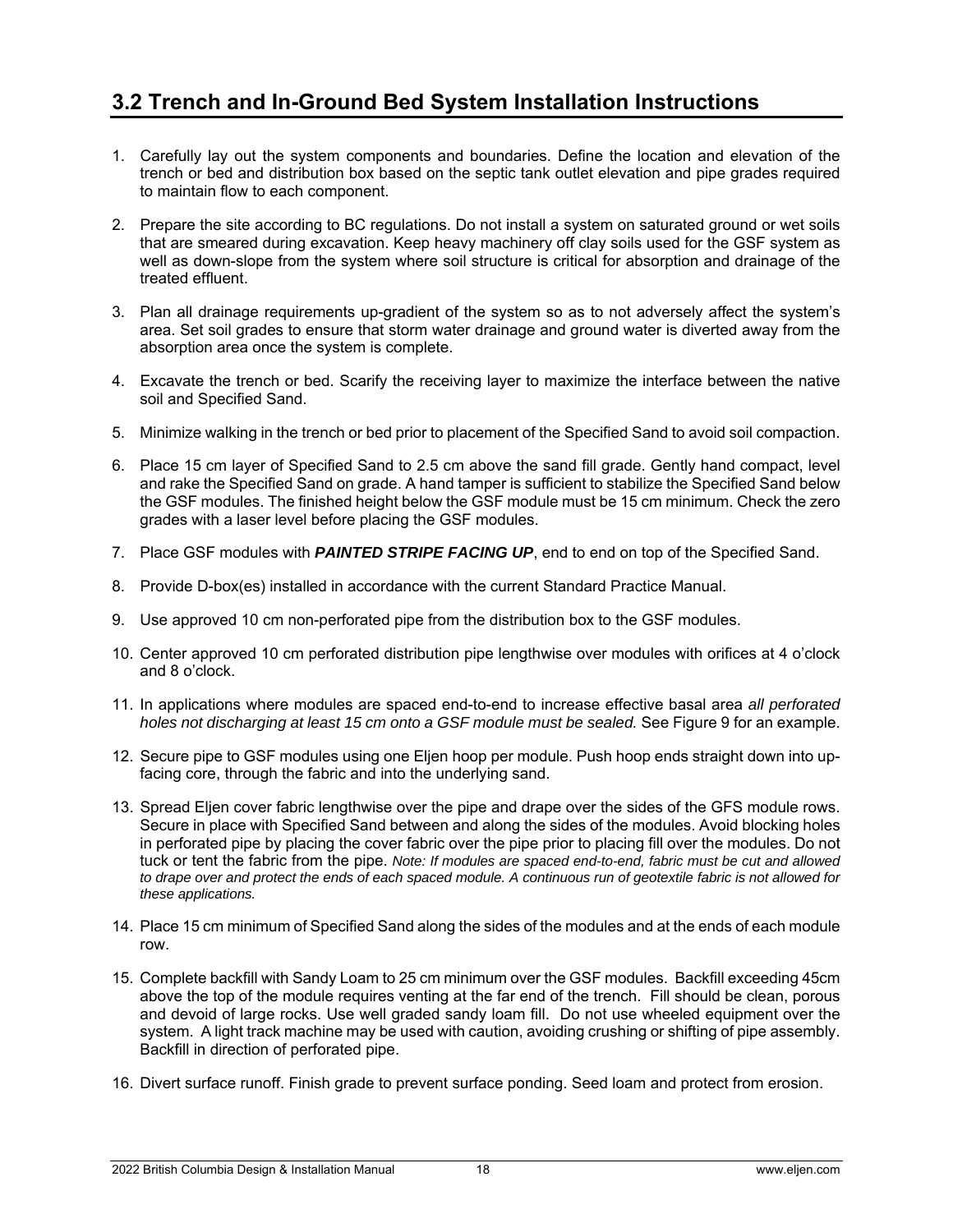## 3.2 Trench and In-Ground Bed System Installation Instructions

1. Carefully lay out the system components and boundaries. Define the location and elevation of the trench or bed and distribution box based on the septic tank outlet elevation and pipe grades required to maintain flow to each component.

2. Prepare the site according to BC regulations. Do not install a system on saturated ground or wet soils that are smeared during excavation. Keep heavy machinery off clay soils used for the GSF system as well as down-slope from the system where soil structure is critical for absorption and drainage of the treated effluent.

3. Plan all drainage requirements up-gradient of the system so as to not adversely affect the system's area. Set soil grades to ensure that storm water drainage and ground water is diverted away from the absorption area once the system is complete.

4. Excavate the trench or bed. Scarify the receiving layer to maximize the interface between the native soil and Specified Sand.

5. Minimize walking in the trench or bed prior to placement of the Specified Sand to avoid soil compaction.

6. Place 15 cm layer of Specified Sand to 2.5 cm above the sand fill grade. Gently hand compact, level and rake the Specified Sand on grade. A hand tamper is sufficient to stabilize the Specified Sand below the GSF modules. The finished height below the GSF module must be 15 cm minimum. Check the zero grades with a laser level before placing the GSF modules.

7. Place GSF modules with ***PAINTED STRIPE FACING UP***, end to end on top of the Specified Sand.

8. Provide D-box(es) installed in accordance with the current Standard Practice Manual.

9. Use approved 10 cm non-perforated pipe from the distribution box to the GSF modules.

10. Center approved 10 cm perforated distribution pipe lengthwise over modules with orifices at 4 o'clock and 8 o'clock.

11. In applications where modules are spaced end-to-end to increase effective basal area *all perforated holes not discharging at least 15 cm onto a GSF module must be sealed.* See Figure 9 for an example.

12. Secure pipe to GSF modules using one Eljen hoop per module. Push hoop ends straight down into up-facing core, through the fabric and into the underlying sand.

13. Spread Eljen cover fabric lengthwise over the pipe and drape over the sides of the GFS module rows. Secure in place with Specified Sand between and along the sides of the modules. Avoid blocking holes in perforated pipe by placing the cover fabric over the pipe prior to placing fill over the modules. Do not tuck or tent the fabric from the pipe. *Note: If modules are spaced end-to-end, fabric must be cut and allowed to drape over and protect the ends of each spaced module. A continuous run of geotextile fabric is not allowed for these applications.*

14. Place 15 cm minimum of Specified Sand along the sides of the modules and at the ends of each module row.

15. Complete backfill with Sandy Loam to 25 cm minimum over the GSF modules. Backfill exceeding 45cm above the top of the module requires venting at the far end of the trench. Fill should be clean, porous and devoid of large rocks. Use well graded sandy loam fill. Do not use wheeled equipment over the system. A light track machine may be used with caution, avoiding crushing or shifting of pipe assembly. Backfill in direction of perforated pipe.

16. Divert surface runoff. Finish grade to prevent surface ponding. Seed loam and protect from erosion.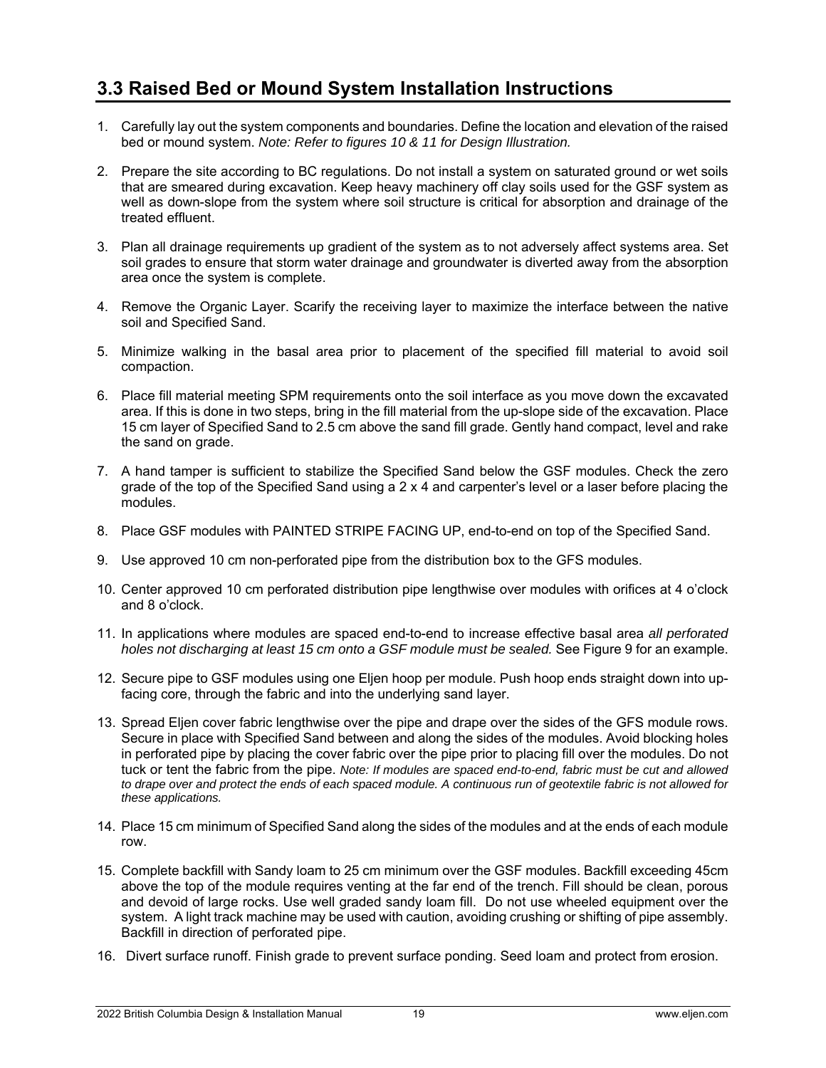## 3.3 Raised Bed or Mound System Installation Instructions

1. Carefully lay out the system components and boundaries. Define the location and elevation of the raised bed or mound system. *Note: Refer to figures 10 & 11 for Design Illustration.*

2. Prepare the site according to BC regulations. Do not install a system on saturated ground or wet soils that are smeared during excavation. Keep heavy machinery off clay soils used for the GSF system as well as down-slope from the system where soil structure is critical for absorption and drainage of the treated effluent.

3. Plan all drainage requirements up gradient of the system as to not adversely affect systems area. Set soil grades to ensure that storm water drainage and groundwater is diverted away from the absorption area once the system is complete.

4. Remove the Organic Layer. Scarify the receiving layer to maximize the interface between the native soil and Specified Sand.

5. Minimize walking in the basal area prior to placement of the specified fill material to avoid soil compaction.

6. Place fill material meeting SPM requirements onto the soil interface as you move down the excavated area. If this is done in two steps, bring in the fill material from the up-slope side of the excavation. Place 15 cm layer of Specified Sand to 2.5 cm above the sand fill grade. Gently hand compact, level and rake the sand on grade.

7. A hand tamper is sufficient to stabilize the Specified Sand below the GSF modules. Check the zero grade of the top of the Specified Sand using a 2 x 4 and carpenter's level or a laser before placing the modules.

8. Place GSF modules with PAINTED STRIPE FACING UP, end-to-end on top of the Specified Sand.

9. Use approved 10 cm non-perforated pipe from the distribution box to the GFS modules.

10. Center approved 10 cm perforated distribution pipe lengthwise over modules with orifices at 4 o'clock and 8 o'clock.

11. In applications where modules are spaced end-to-end to increase effective basal area *all perforated holes not discharging at least 15 cm onto a GSF module must be sealed.* See Figure 9 for an example.

12. Secure pipe to GSF modules using one Eljen hoop per module. Push hoop ends straight down into up-facing core, through the fabric and into the underlying sand layer.

13. Spread Eljen cover fabric lengthwise over the pipe and drape over the sides of the GFS module rows. Secure in place with Specified Sand between and along the sides of the modules. Avoid blocking holes in perforated pipe by placing the cover fabric over the pipe prior to placing fill over the modules. Do not tuck or tent the fabric from the pipe. *Note: If modules are spaced end-to-end, fabric must be cut and allowed to drape over and protect the ends of each spaced module. A continuous run of geotextile fabric is not allowed for these applications.*

14. Place 15 cm minimum of Specified Sand along the sides of the modules and at the ends of each module row.

15. Complete backfill with Sandy loam to 25 cm minimum over the GSF modules. Backfill exceeding 45cm above the top of the module requires venting at the far end of the trench. Fill should be clean, porous and devoid of large rocks. Use well graded sandy loam fill. Do not use wheeled equipment over the system. A light track machine may be used with caution, avoiding crushing or shifting of pipe assembly. Backfill in direction of perforated pipe.

16. Divert surface runoff. Finish grade to prevent surface ponding. Seed loam and protect from erosion.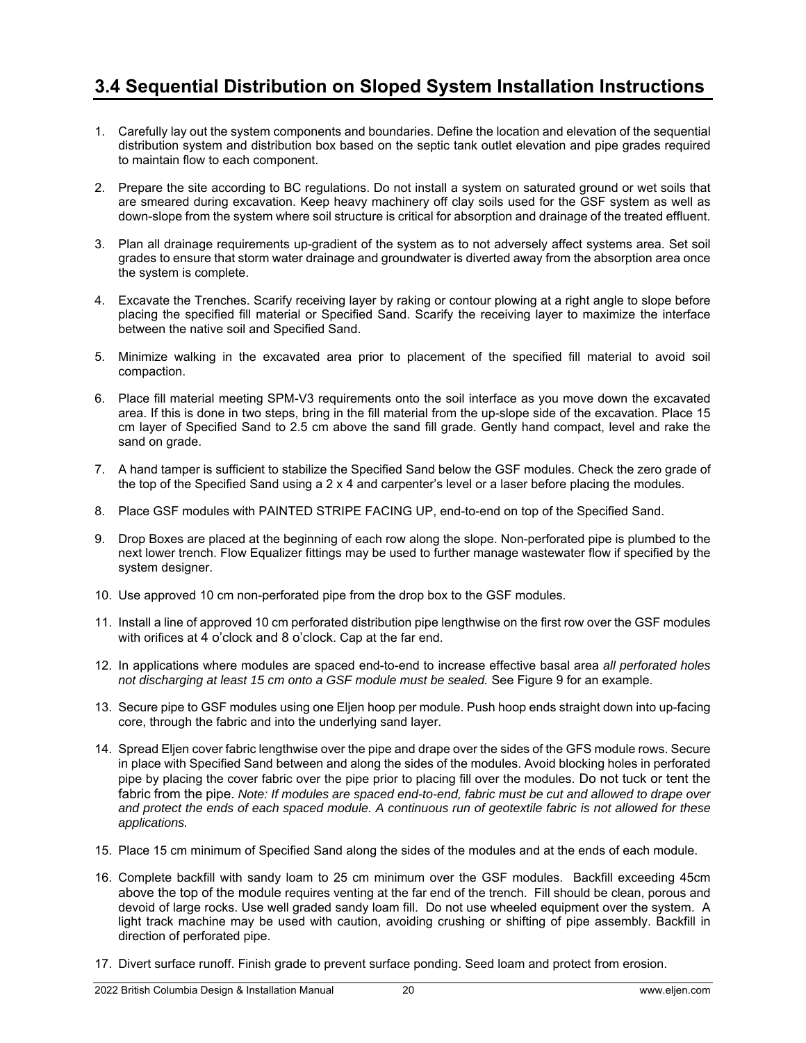## 3.4 Sequential Distribution on Sloped System Installation Instructions

1. Carefully lay out the system components and boundaries. Define the location and elevation of the sequential distribution system and distribution box based on the septic tank outlet elevation and pipe grades required to maintain flow to each component.

2. Prepare the site according to BC regulations. Do not install a system on saturated ground or wet soils that are smeared during excavation. Keep heavy machinery off clay soils used for the GSF system as well as down-slope from the system where soil structure is critical for absorption and drainage of the treated effluent.

3. Plan all drainage requirements up-gradient of the system as to not adversely affect systems area. Set soil grades to ensure that storm water drainage and groundwater is diverted away from the absorption area once the system is complete.

4. Excavate the Trenches. Scarify receiving layer by raking or contour plowing at a right angle to slope before placing the specified fill material or Specified Sand. Scarify the receiving layer to maximize the interface between the native soil and Specified Sand.

5. Minimize walking in the excavated area prior to placement of the specified fill material to avoid soil compaction.

6. Place fill material meeting SPM-V3 requirements onto the soil interface as you move down the excavated area. If this is done in two steps, bring in the fill material from the up-slope side of the excavation. Place 15 cm layer of Specified Sand to 2.5 cm above the sand fill grade. Gently hand compact, level and rake the sand on grade.

7. A hand tamper is sufficient to stabilize the Specified Sand below the GSF modules. Check the zero grade of the top of the Specified Sand using a 2 x 4 and carpenter's level or a laser before placing the modules.

8. Place GSF modules with PAINTED STRIPE FACING UP, end-to-end on top of the Specified Sand.

9. Drop Boxes are placed at the beginning of each row along the slope. Non-perforated pipe is plumbed to the next lower trench. Flow Equalizer fittings may be used to further manage wastewater flow if specified by the system designer.

10. Use approved 10 cm non-perforated pipe from the drop box to the GSF modules.

11. Install a line of approved 10 cm perforated distribution pipe lengthwise on the first row over the GSF modules with orifices at 4 o'clock and 8 o'clock. Cap at the far end.

12. In applications where modules are spaced end-to-end to increase effective basal area *all perforated holes not discharging at least 15 cm onto a GSF module must be sealed.* See Figure 9 for an example.

13. Secure pipe to GSF modules using one Eljen hoop per module. Push hoop ends straight down into up-facing core, through the fabric and into the underlying sand layer.

14. Spread Eljen cover fabric lengthwise over the pipe and drape over the sides of the GFS module rows. Secure in place with Specified Sand between and along the sides of the modules. Avoid blocking holes in perforated pipe by placing the cover fabric over the pipe prior to placing fill over the modules. Do not tuck or tent the fabric from the pipe. *Note: If modules are spaced end-to-end, fabric must be cut and allowed to drape over and protect the ends of each spaced module. A continuous run of geotextile fabric is not allowed for these applications.*

15. Place 15 cm minimum of Specified Sand along the sides of the modules and at the ends of each module.

16. Complete backfill with sandy loam to 25 cm minimum over the GSF modules. Backfill exceeding 45cm above the top of the module requires venting at the far end of the trench. Fill should be clean, porous and devoid of large rocks. Use well graded sandy loam fill. Do not use wheeled equipment over the system. A light track machine may be used with caution, avoiding crushing or shifting of pipe assembly. Backfill in direction of perforated pipe.

17. Divert surface runoff. Finish grade to prevent surface ponding. Seed loam and protect from erosion.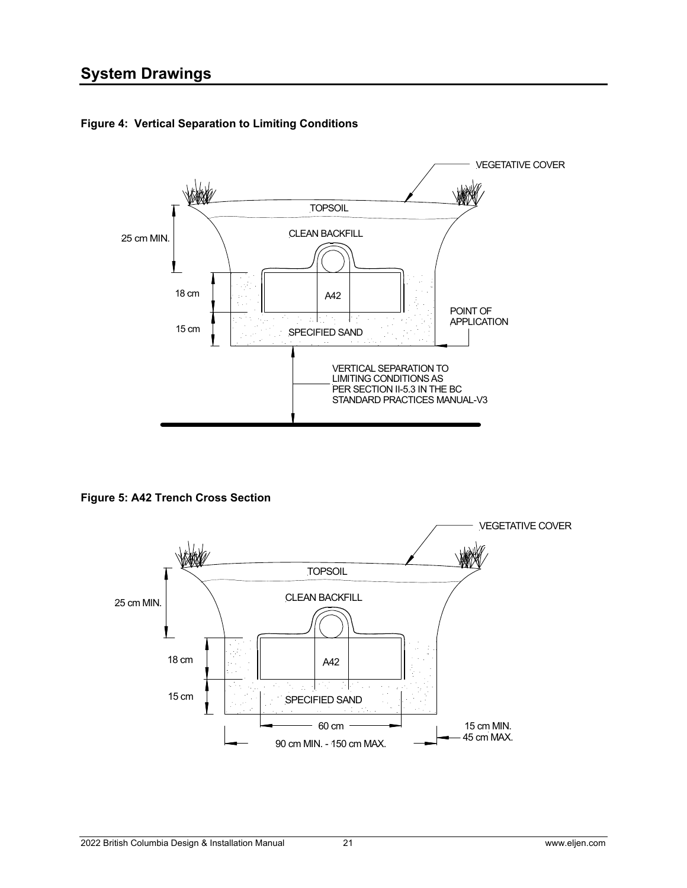## System Drawings

**Figure 4: Vertical Separation to Limiting Conditions**

VEGETATIVE COVER

TOPSOIL

CLEAN BACKFILL

25 cm MIN.

18 cm

A42

15 cm

SPECIFIED SAND

POINT OF APPLICATION

VERTICAL SEPARATION TO LIMITING CONDITIONS AS PER SECTION II-5.3 IN THE BC STANDARD PRACTICES MANUAL-V3

**Figure 5: A42 Trench Cross Section**

VEGETATIVE COVER

TOPSOIL

CLEAN BACKFILL

25 cm MIN.

18 cm

A42

15 cm

SPECIFIED SAND

60 cm

90 cm MIN. - 150 cm MAX.

15 cm MIN. 45 cm MAX.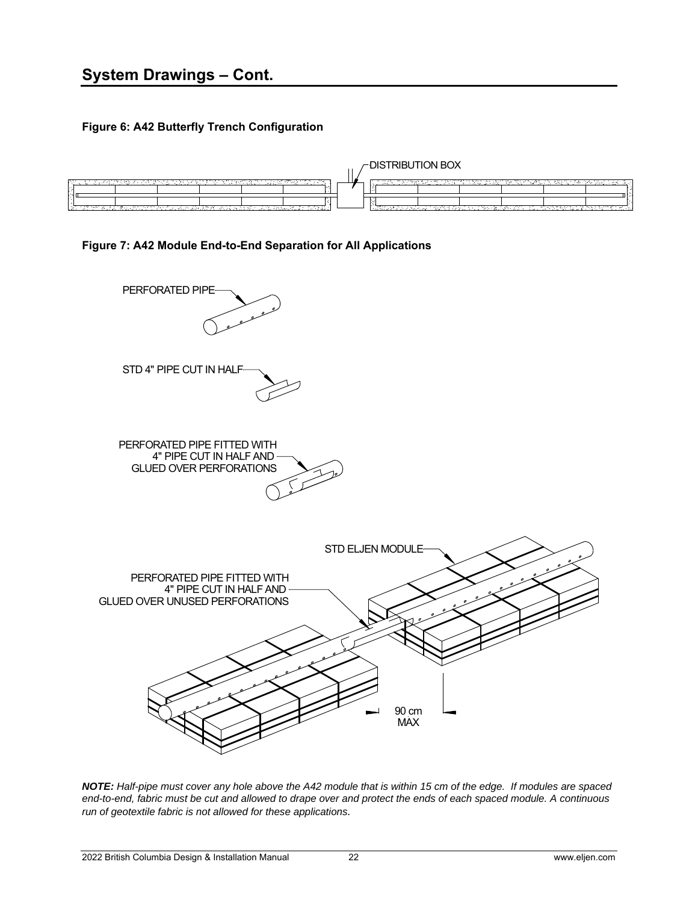## System Drawings – Cont.

**Figure 6: A42 Butterfly Trench Configuration**

DISTRIBUTION BOX

**Figure 7: A42 Module End-to-End Separation for All Applications**

PERFORATED PIPE

STD 4" PIPE CUT IN HALF

PERFORATED PIPE FITTED WITH 4" PIPE CUT IN HALF AND GLUED OVER PERFORATIONS

STD ELJEN MODULE

PERFORATED PIPE FITTED WITH 4" PIPE CUT IN HALF AND GLUED OVER UNUSED PERFORATIONS

90 cm MAX

***NOTE:*** *Half-pipe must cover any hole above the A42 module that is within 15 cm of the edge. If modules are spaced end-to-end, fabric must be cut and allowed to drape over and protect the ends of each spaced module. A continuous run of geotextile fabric is not allowed for these applications.*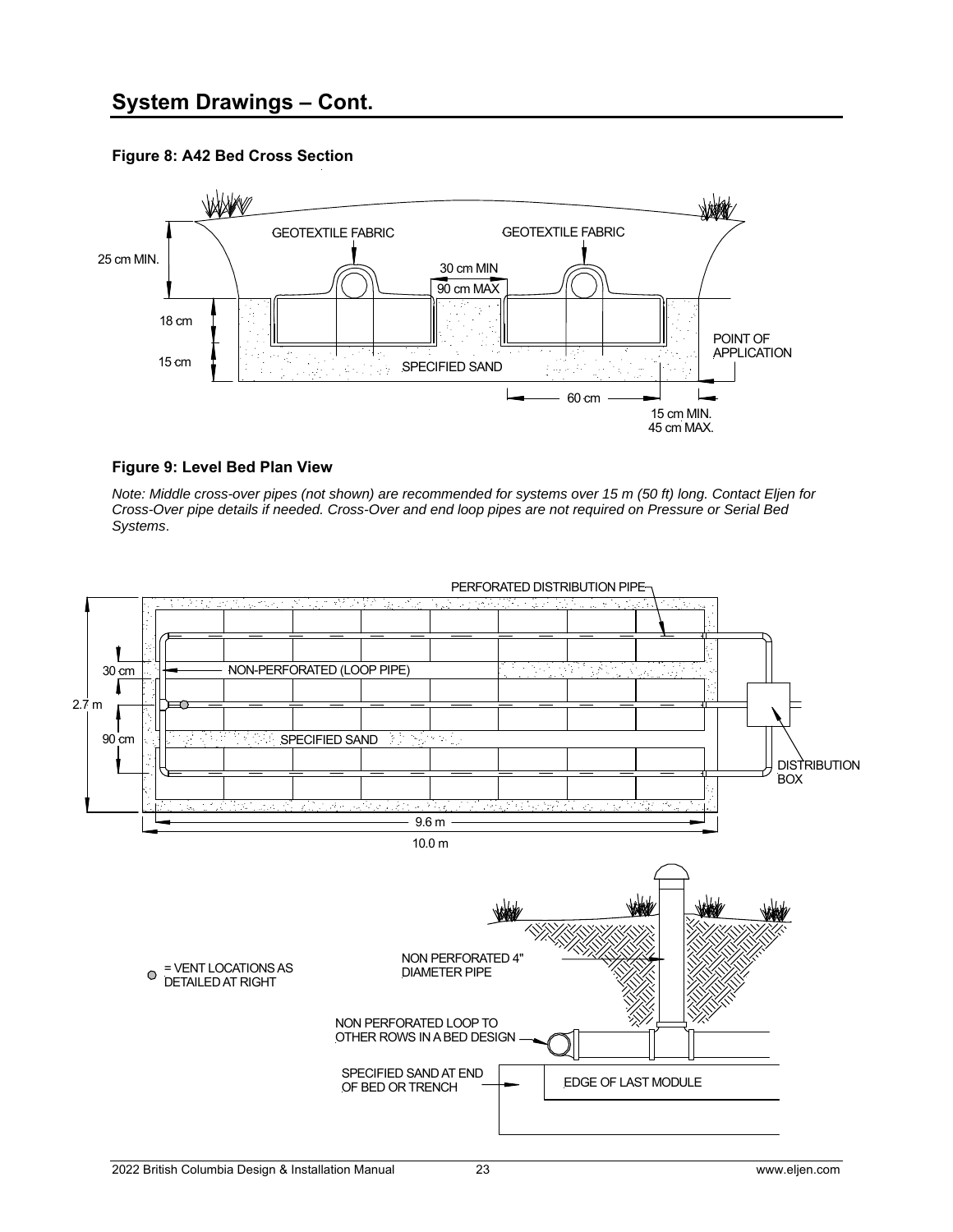## System Drawings – Cont.

**Figure 8: A42 Bed Cross Section**

GEOTEXTILE FABRIC

GEOTEXTILE FABRIC

25 cm MIN.

30 cm MIN
90 cm MAX

18 cm

15 cm

SPECIFIED SAND

POINT OF APPLICATION

60 cm

15 cm MIN.
45 cm MAX.

**Figure 9: Level Bed Plan View**

*Note: Middle cross-over pipes (not shown) are recommended for systems over 15 m (50 ft) long. Contact Eljen for Cross-Over pipe details if needed. Cross-Over and end loop pipes are not required on Pressure or Serial Bed Systems.*

PERFORATED DISTRIBUTION PIPE

30 cm

NON-PERFORATED (LOOP PIPE)

2.7 m

90 cm

SPECIFIED SAND

DISTRIBUTION BOX

9.6 m

10.0 m

= VENT LOCATIONS AS DETAILED AT RIGHT

NON PERFORATED 4" DIAMETER PIPE

NON PERFORATED LOOP TO OTHER ROWS IN A BED DESIGN

SPECIFIED SAND AT END OF BED OR TRENCH

EDGE OF LAST MODULE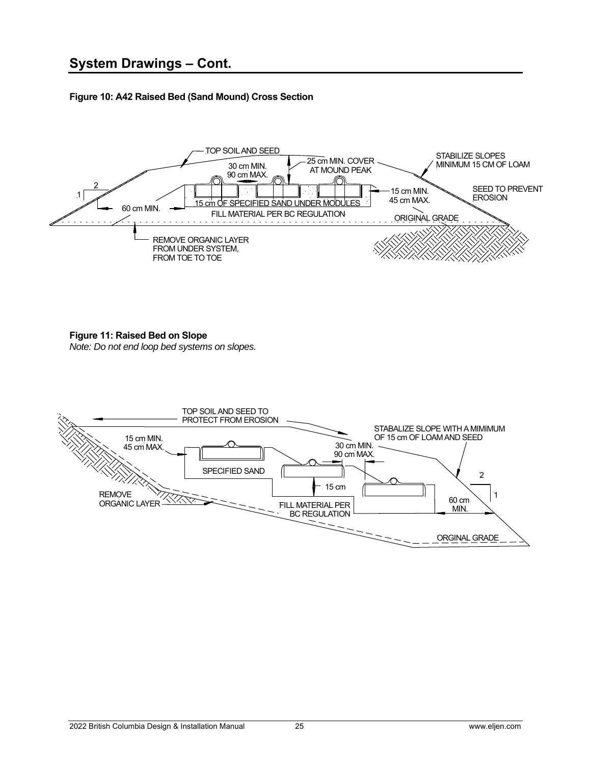## System Drawings – Cont.

**Figure 10: A42 Raised Bed (Sand Mound) Cross Section**

TOP SOIL AND SEED

25 cm MIN. COVER AT MOUND PEAK

30 cm MIN. 90 cm MAX.

STABILIZE SLOPES MINIMUM 15 CM OF LOAM

SEED TO PREVENT EROSION

2

1

15 cm MIN. 45 cm MAX.

60 cm MIN.

15 cm OF SPECIFIED SAND UNDER MODULES

FILL MATERIAL PER BC REGULATION

ORIGINAL GRADE

REMOVE ORGANIC LAYER FROM UNDER SYSTEM, FROM TOE TO TOE

**Figure 11: Raised Bed on Slope**

*Note: Do not end loop bed systems on slopes.*

TOP SOIL AND SEED TO PROTECT FROM EROSION

STABALIZE SLOPE WITH A MIMIMUM OF 15 cm OF LOAM AND SEED

15 cm MIN. 45 cm MAX.

30 cm MIN. 90 cm MAX.

SPECIFIED SAND

2

1

15 cm

REMOVE ORGANIC LAYER

FILL MATERIAL PER BC REGULATION

60 cm MIN.

ORGINAL GRADE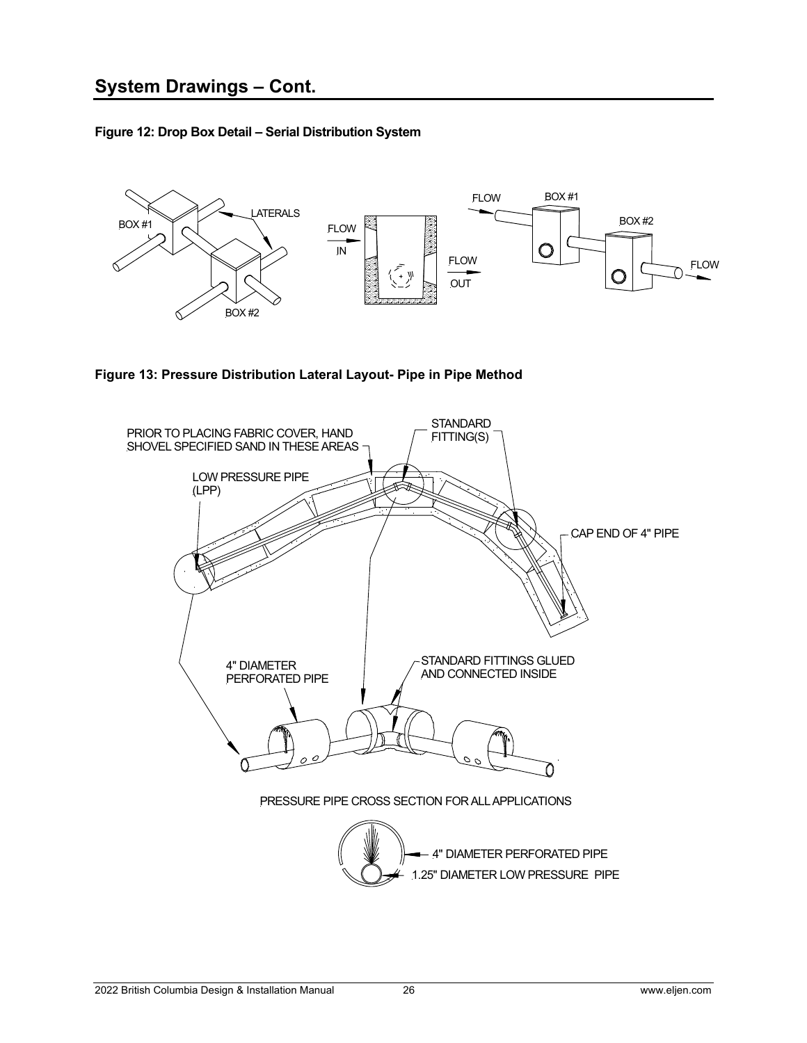## System Drawings – Cont.

**Figure 12: Drop Box Detail – Serial Distribution System**

BOX #1

LATERALS

BOX #2

FLOW IN

FLOW OUT

FLOW

BOX #1

BOX #2

FLOW

**Figure 13: Pressure Distribution Lateral Layout- Pipe in Pipe Method**

PRIOR TO PLACING FABRIC COVER, HAND SHOVEL SPECIFIED SAND IN THESE AREAS

STANDARD FITTING(S)

LOW PRESSURE PIPE (LPP)

CAP END OF 4" PIPE

4" DIAMETER PERFORATED PIPE

STANDARD FITTINGS GLUED AND CONNECTED INSIDE

PRESSURE PIPE CROSS SECTION FOR ALL APPLICATIONS

4" DIAMETER PERFORATED PIPE

1.25" DIAMETER LOW PRESSURE PIPE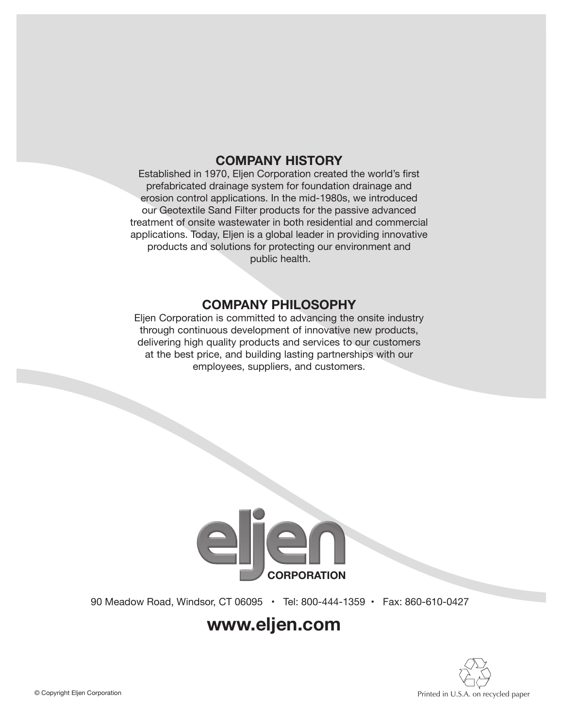## COMPANY HISTORY

Established in 1970, Eljen Corporation created the world's first prefabricated drainage system for foundation drainage and erosion control applications. In the mid-1980s, we introduced our Geotextile Sand Filter products for the passive advanced treatment of onsite wastewater in both residential and commercial applications. Today, Eljen is a global leader in providing innovative products and solutions for protecting our environment and public health.

## COMPANY PHILOSOPHY

Eljen Corporation is committed to advancing the onsite industry through continuous development of innovative new products, delivering high quality products and services to our customers at the best price, and building lasting partnerships with our employees, suppliers, and customers.

eljen CORPORATION

90 Meadow Road, Windsor, CT 06095 • Tel: 800-444-1359 • Fax: 860-610-0427

**www.eljen.com**

© Copyright Eljen Corporation

Printed in U.S.A. on recycled paper